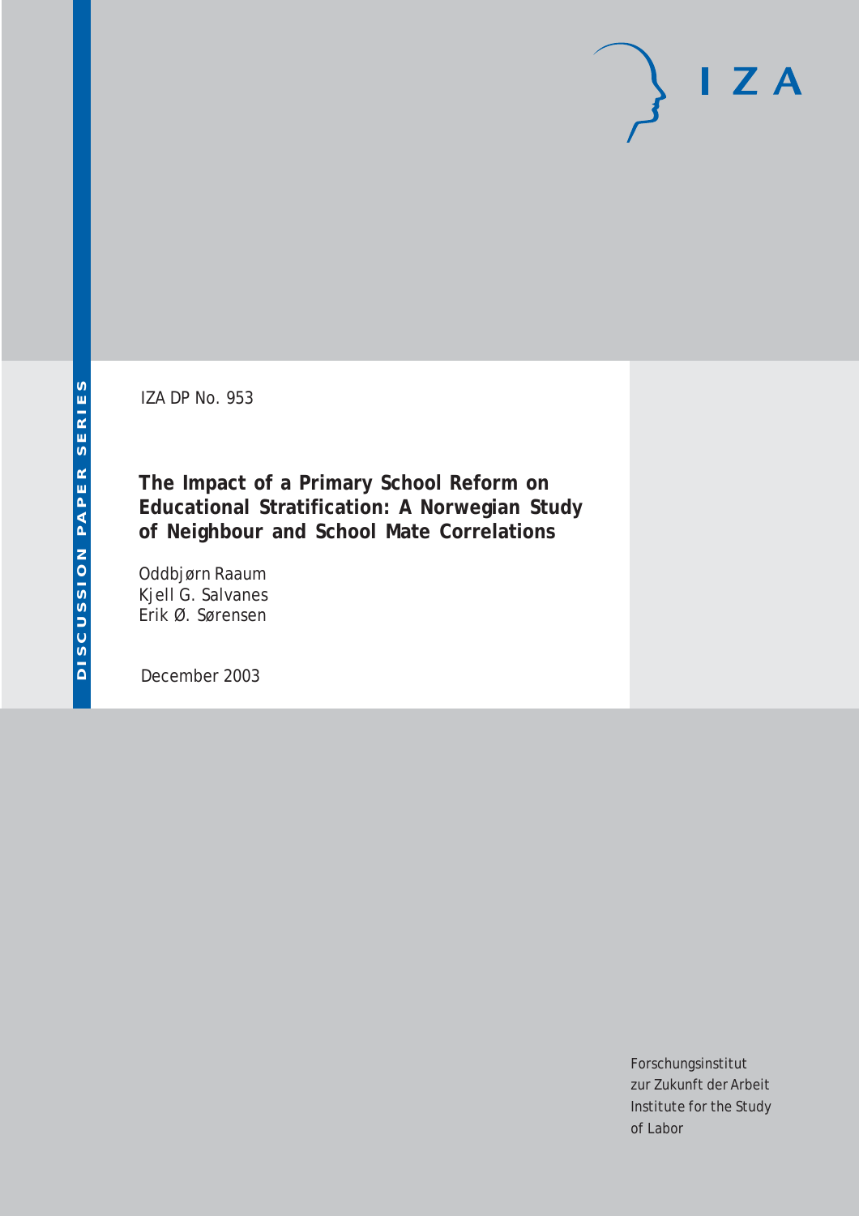DISCUSSION PAPER SERIES

IZA DP No. 953

# The Impact of a Primary School Reform on Educational Stratification: A Norwegian Study of Neighbour and School Mate Correlations

Oddbjørn Raaum
Kjell G. Salvanes
Erik Ø. Sørensen

December 2003

Forschungsinstitut
zur Zukunft der Arbeit
Institute for the Study
of Labor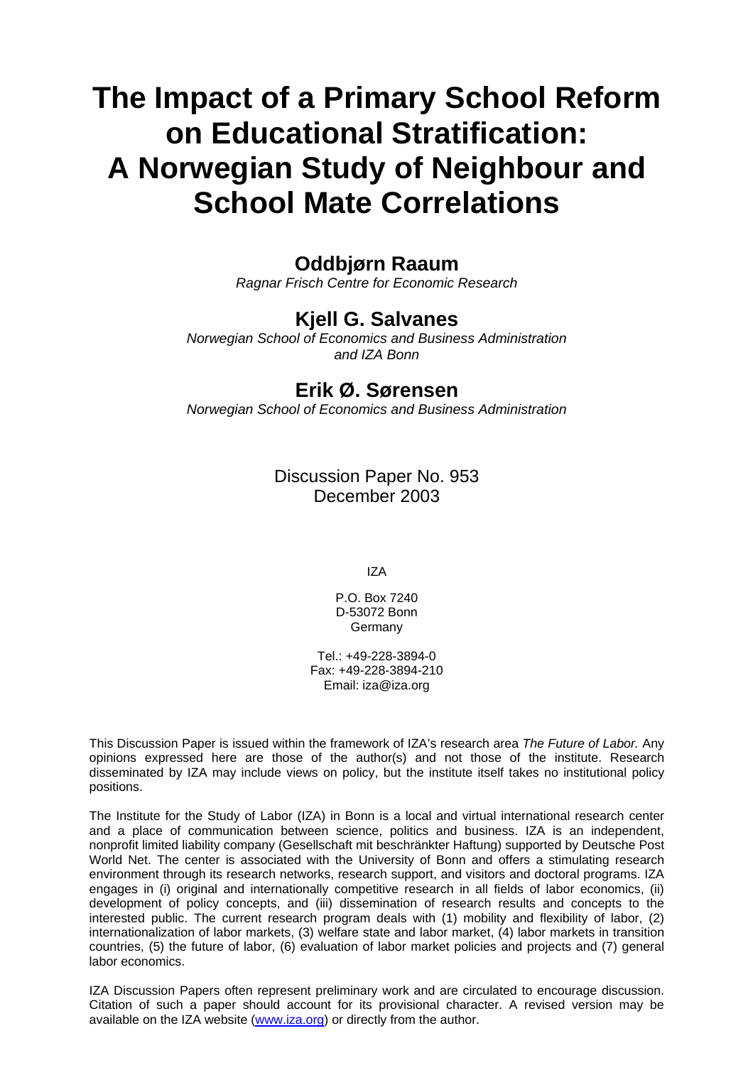# The Impact of a Primary School Reform on Educational Stratification: A Norwegian Study of Neighbour and School Mate Correlations

## Oddbjørn Raaum

*Ragnar Frisch Centre for Economic Research*

## Kjell G. Salvanes

*Norwegian School of Economics and Business Administration and IZA Bonn*

## Erik Ø. Sørensen

*Norwegian School of Economics and Business Administration*

Discussion Paper No. 953
December 2003

IZA

P.O. Box 7240
D-53072 Bonn
Germany

Tel.: +49-228-3894-0
Fax: +49-228-3894-210
Email: iza@iza.org

This Discussion Paper is issued within the framework of IZA's research area *The Future of Labor.* Any opinions expressed here are those of the author(s) and not those of the institute. Research disseminated by IZA may include views on policy, but the institute itself takes no institutional policy positions.

The Institute for the Study of Labor (IZA) in Bonn is a local and virtual international research center and a place of communication between science, politics and business. IZA is an independent, nonprofit limited liability company (Gesellschaft mit beschränkter Haftung) supported by Deutsche Post World Net. The center is associated with the University of Bonn and offers a stimulating research environment through its research networks, research support, and visitors and doctoral programs. IZA engages in (i) original and internationally competitive research in all fields of labor economics, (ii) development of policy concepts, and (iii) dissemination of research results and concepts to the interested public. The current research program deals with (1) mobility and flexibility of labor, (2) internationalization of labor markets, (3) welfare state and labor market, (4) labor markets in transition countries, (5) the future of labor, (6) evaluation of labor market policies and projects and (7) general labor economics.

IZA Discussion Papers often represent preliminary work and are circulated to encourage discussion. Citation of such a paper should account for its provisional character. A revised version may be available on the IZA website (www.iza.org) or directly from the author.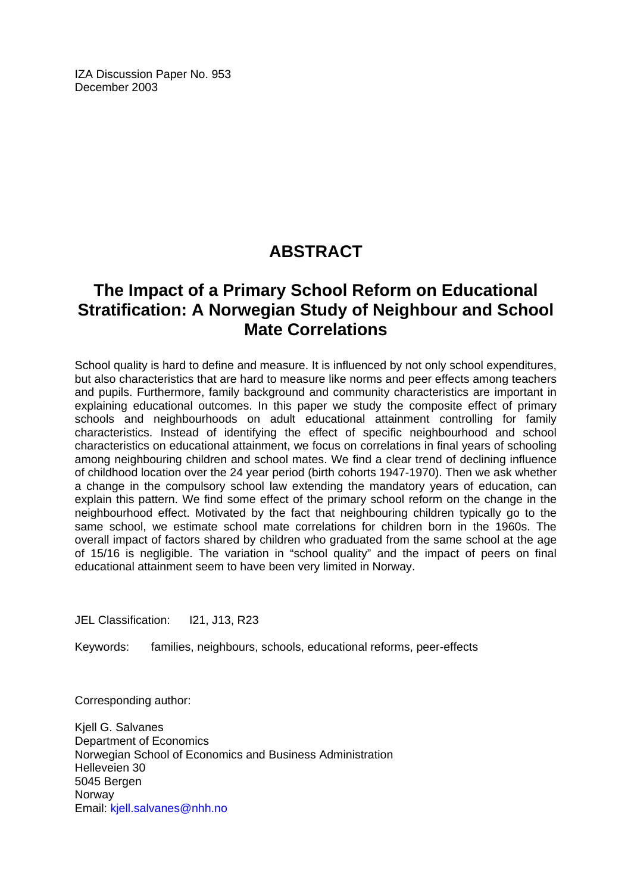IZA Discussion Paper No. 953
December 2003

# ABSTRACT

## The Impact of a Primary School Reform on Educational Stratification: A Norwegian Study of Neighbour and School Mate Correlations

School quality is hard to define and measure. It is influenced by not only school expenditures, but also characteristics that are hard to measure like norms and peer effects among teachers and pupils. Furthermore, family background and community characteristics are important in explaining educational outcomes. In this paper we study the composite effect of primary schools and neighbourhoods on adult educational attainment controlling for family characteristics. Instead of identifying the effect of specific neighbourhood and school characteristics on educational attainment, we focus on correlations in final years of schooling among neighbouring children and school mates. We find a clear trend of declining influence of childhood location over the 24 year period (birth cohorts 1947-1970). Then we ask whether a change in the compulsory school law extending the mandatory years of education, can explain this pattern. We find some effect of the primary school reform on the change in the neighbourhood effect. Motivated by the fact that neighbouring children typically go to the same school, we estimate school mate correlations for children born in the 1960s. The overall impact of factors shared by children who graduated from the same school at the age of 15/16 is negligible. The variation in "school quality" and the impact of peers on final educational attainment seem to have been very limited in Norway.

JEL Classification: I21, J13, R23

Keywords: families, neighbours, schools, educational reforms, peer-effects

Corresponding author:

Kjell G. Salvanes
Department of Economics
Norwegian School of Economics and Business Administration
Helleveien 30
5045 Bergen
Norway
Email: kjell.salvanes@nhh.no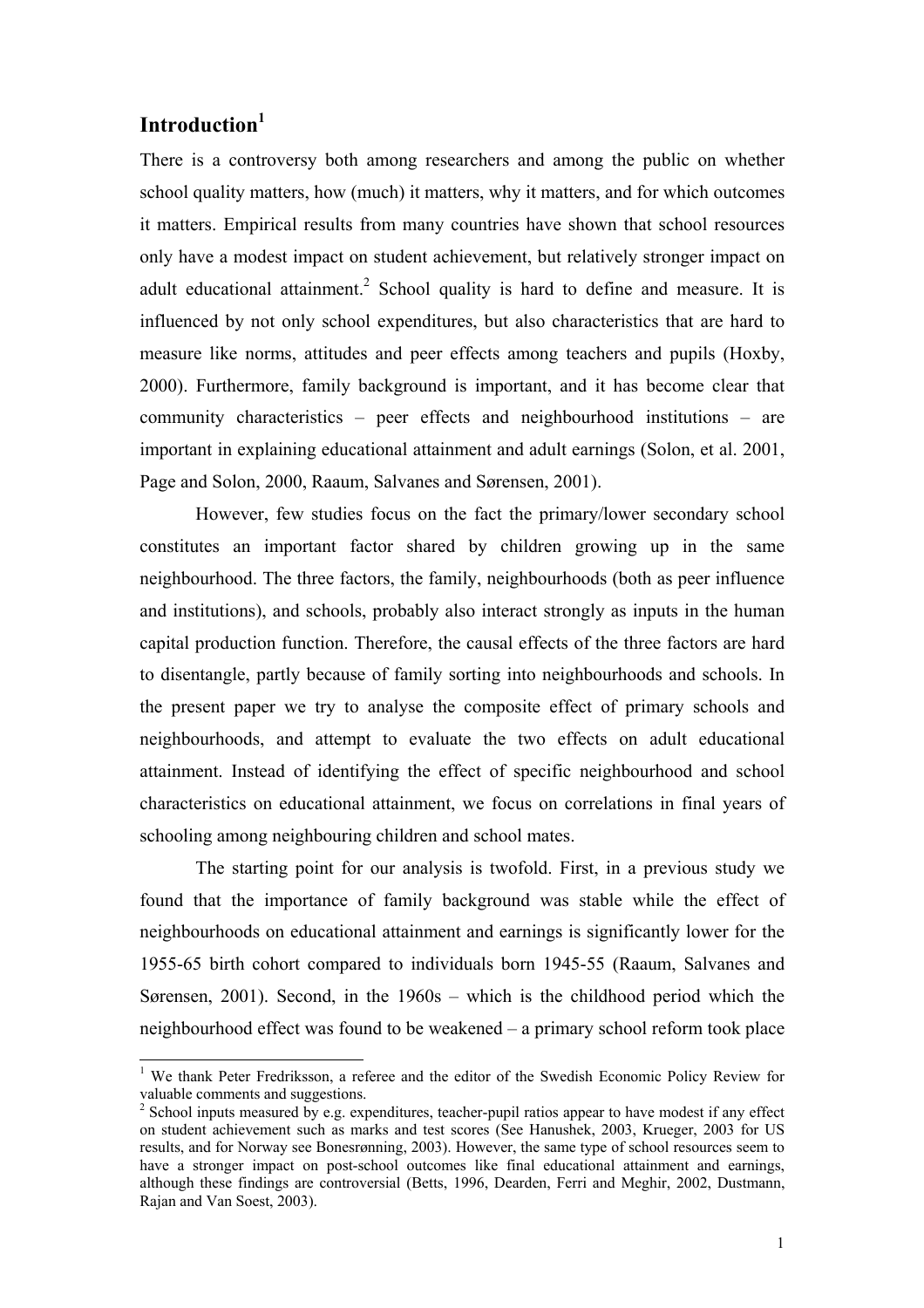## Introduction[1]

There is a controversy both among researchers and among the public on whether school quality matters, how (much) it matters, why it matters, and for which outcomes it matters. Empirical results from many countries have shown that school resources only have a modest impact on student achievement, but relatively stronger impact on adult educational attainment.[2] School quality is hard to define and measure. It is influenced by not only school expenditures, but also characteristics that are hard to measure like norms, attitudes and peer effects among teachers and pupils (Hoxby, 2000). Furthermore, family background is important, and it has become clear that community characteristics – peer effects and neighbourhood institutions – are important in explaining educational attainment and adult earnings (Solon, et al. 2001, Page and Solon, 2000, Raaum, Salvanes and Sørensen, 2001).

However, few studies focus on the fact the primary/lower secondary school constitutes an important factor shared by children growing up in the same neighbourhood. The three factors, the family, neighbourhoods (both as peer influence and institutions), and schools, probably also interact strongly as inputs in the human capital production function. Therefore, the causal effects of the three factors are hard to disentangle, partly because of family sorting into neighbourhoods and schools. In the present paper we try to analyse the composite effect of primary schools and neighbourhoods, and attempt to evaluate the two effects on adult educational attainment. Instead of identifying the effect of specific neighbourhood and school characteristics on educational attainment, we focus on correlations in final years of schooling among neighbouring children and school mates.

The starting point for our analysis is twofold. First, in a previous study we found that the importance of family background was stable while the effect of neighbourhoods on educational attainment and earnings is significantly lower for the 1955-65 birth cohort compared to individuals born 1945-55 (Raaum, Salvanes and Sørensen, 2001). Second, in the 1960s – which is the childhood period which the neighbourhood effect was found to be weakened – a primary school reform took place

---

[1] We thank Peter Fredriksson, a referee and the editor of the Swedish Economic Policy Review for valuable comments and suggestions.

[2] School inputs measured by e.g. expenditures, teacher-pupil ratios appear to have modest if any effect on student achievement such as marks and test scores (See Hanushek, 2003, Krueger, 2003 for US results, and for Norway see Bonesrønning, 2003). However, the same type of school resources seem to have a stronger impact on post-school outcomes like final educational attainment and earnings, although these findings are controversial (Betts, 1996, Dearden, Ferri and Meghir, 2002, Dustmann, Rajan and Van Soest, 2003).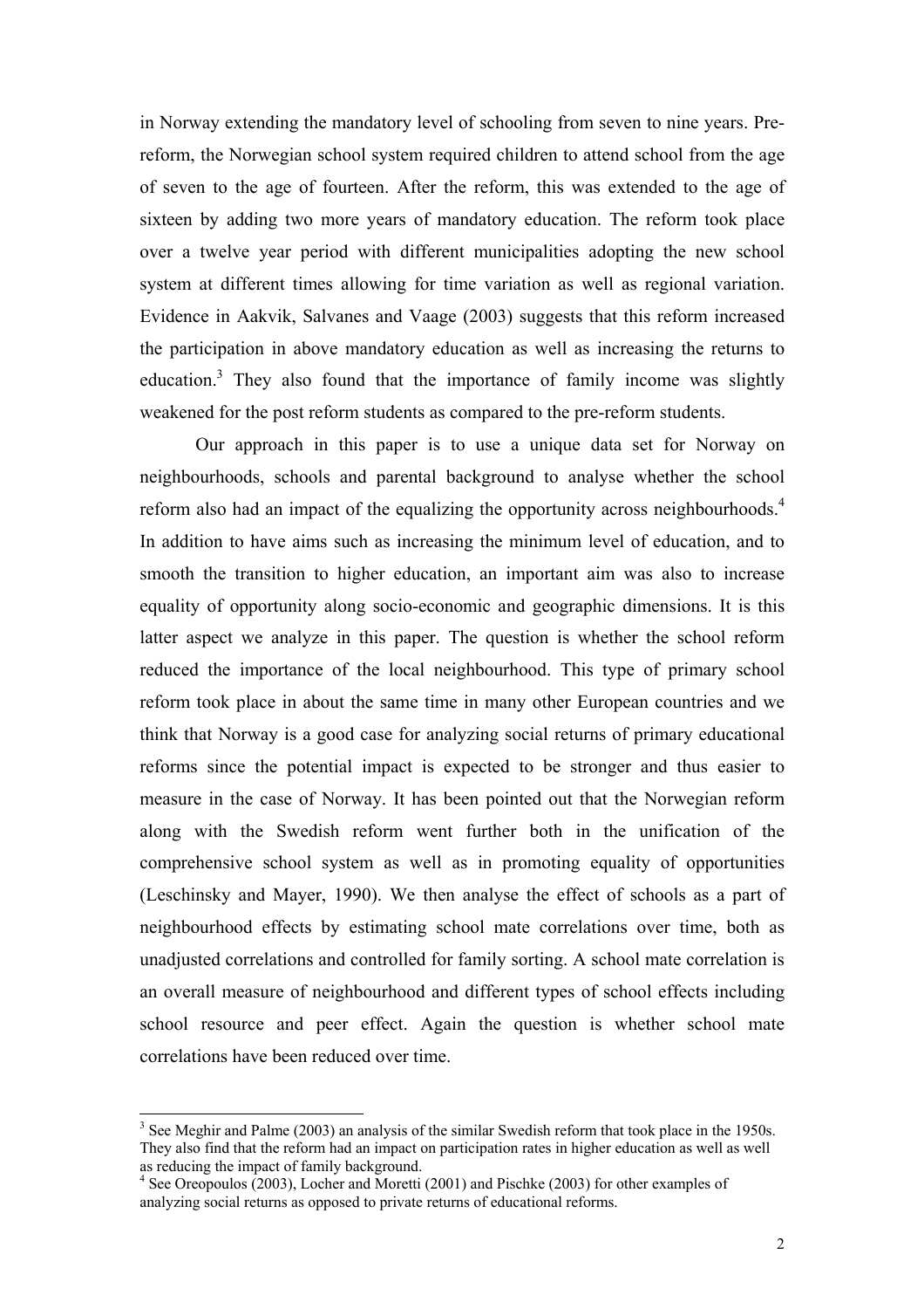in Norway extending the mandatory level of schooling from seven to nine years. Pre-reform, the Norwegian school system required children to attend school from the age of seven to the age of fourteen. After the reform, this was extended to the age of sixteen by adding two more years of mandatory education. The reform took place over a twelve year period with different municipalities adopting the new school system at different times allowing for time variation as well as regional variation. Evidence in Aakvik, Salvanes and Vaage (2003) suggests that this reform increased the participation in above mandatory education as well as increasing the returns to education.[3] They also found that the importance of family income was slightly weakened for the post reform students as compared to the pre-reform students.

Our approach in this paper is to use a unique data set for Norway on neighbourhoods, schools and parental background to analyse whether the school reform also had an impact of the equalizing the opportunity across neighbourhoods.[4] In addition to have aims such as increasing the minimum level of education, and to smooth the transition to higher education, an important aim was also to increase equality of opportunity along socio-economic and geographic dimensions. It is this latter aspect we analyze in this paper. The question is whether the school reform reduced the importance of the local neighbourhood. This type of primary school reform took place in about the same time in many other European countries and we think that Norway is a good case for analyzing social returns of primary educational reforms since the potential impact is expected to be stronger and thus easier to measure in the case of Norway. It has been pointed out that the Norwegian reform along with the Swedish reform went further both in the unification of the comprehensive school system as well as in promoting equality of opportunities (Leschinsky and Mayer, 1990). We then analyse the effect of schools as a part of neighbourhood effects by estimating school mate correlations over time, both as unadjusted correlations and controlled for family sorting. A school mate correlation is an overall measure of neighbourhood and different types of school effects including school resource and peer effect. Again the question is whether school mate correlations have been reduced over time.

---

[3] See Meghir and Palme (2003) an analysis of the similar Swedish reform that took place in the 1950s. They also find that the reform had an impact on participation rates in higher education as well as well as reducing the impact of family background.

[4] See Oreopoulos (2003), Locher and Moretti (2001) and Pischke (2003) for other examples of analyzing social returns as opposed to private returns of educational reforms.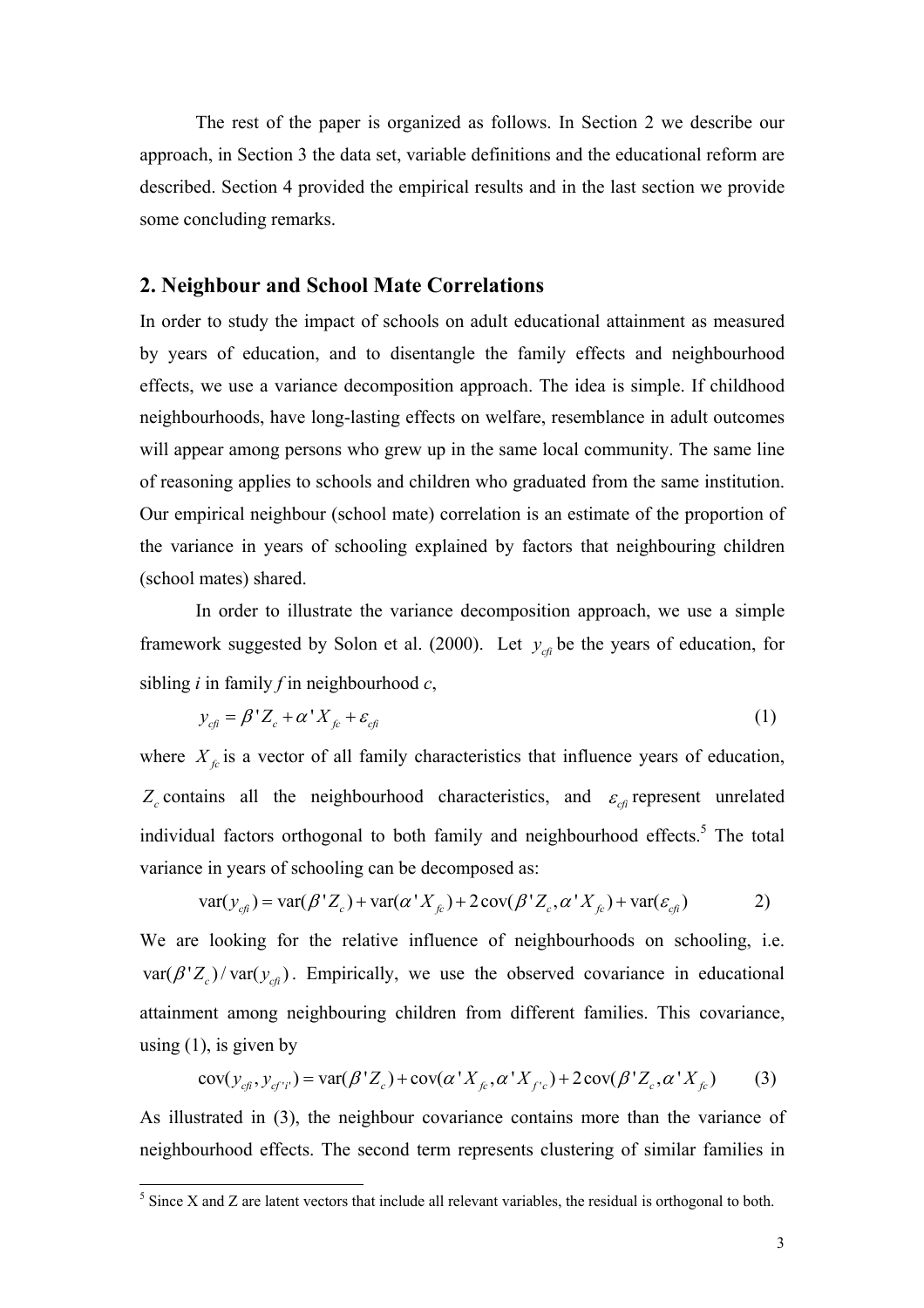The rest of the paper is organized as follows. In Section 2 we describe our approach, in Section 3 the data set, variable definitions and the educational reform are described. Section 4 provided the empirical results and in the last section we provide some concluding remarks.

## 2. Neighbour and School Mate Correlations

In order to study the impact of schools on adult educational attainment as measured by years of education, and to disentangle the family effects and neighbourhood effects, we use a variance decomposition approach. The idea is simple. If childhood neighbourhoods, have long-lasting effects on welfare, resemblance in adult outcomes will appear among persons who grew up in the same local community. The same line of reasoning applies to schools and children who graduated from the same institution. Our empirical neighbour (school mate) correlation is an estimate of the proportion of the variance in years of schooling explained by factors that neighbouring children (school mates) shared.

In order to illustrate the variance decomposition approach, we use a simple framework suggested by Solon et al. (2000). Let $y_{cfi}$ be the years of education, for sibling *i* in family *f* in neighbourhood *c*,

$$y_{cfi} = \beta' Z_c + \alpha' X_{fc} + \varepsilon_{cfi} \qquad (1)$$

where $X_{fc}$ is a vector of all family characteristics that influence years of education, $Z_c$ contains all the neighbourhood characteristics, and $\varepsilon_{cfi}$ represent unrelated individual factors orthogonal to both family and neighbourhood effects.[5] The total variance in years of schooling can be decomposed as:

$$\text{var}(y_{cfi}) = \text{var}(\beta' Z_c) + \text{var}(\alpha' X_{fc}) + 2\,\text{cov}(\beta' Z_c, \alpha' X_{fc}) + \text{var}(\varepsilon_{cfi}) \qquad 2)$$

We are looking for the relative influence of neighbourhoods on schooling, i.e. $\text{var}(\beta' Z_c)/\text{var}(y_{cfi})$. Empirically, we use the observed covariance in educational attainment among neighbouring children from different families. This covariance, using (1), is given by

$$\text{cov}(y_{cfi}, y_{cf'i'}) = \text{var}(\beta' Z_c) + \text{cov}(\alpha' X_{fc}, \alpha' X_{f'c}) + 2\,\text{cov}(\beta' Z_c, \alpha' X_{fc}) \qquad (3)$$

As illustrated in (3), the neighbour covariance contains more than the variance of neighbourhood effects. The second term represents clustering of similar families in

[5] Since X and Z are latent vectors that include all relevant variables, the residual is orthogonal to both.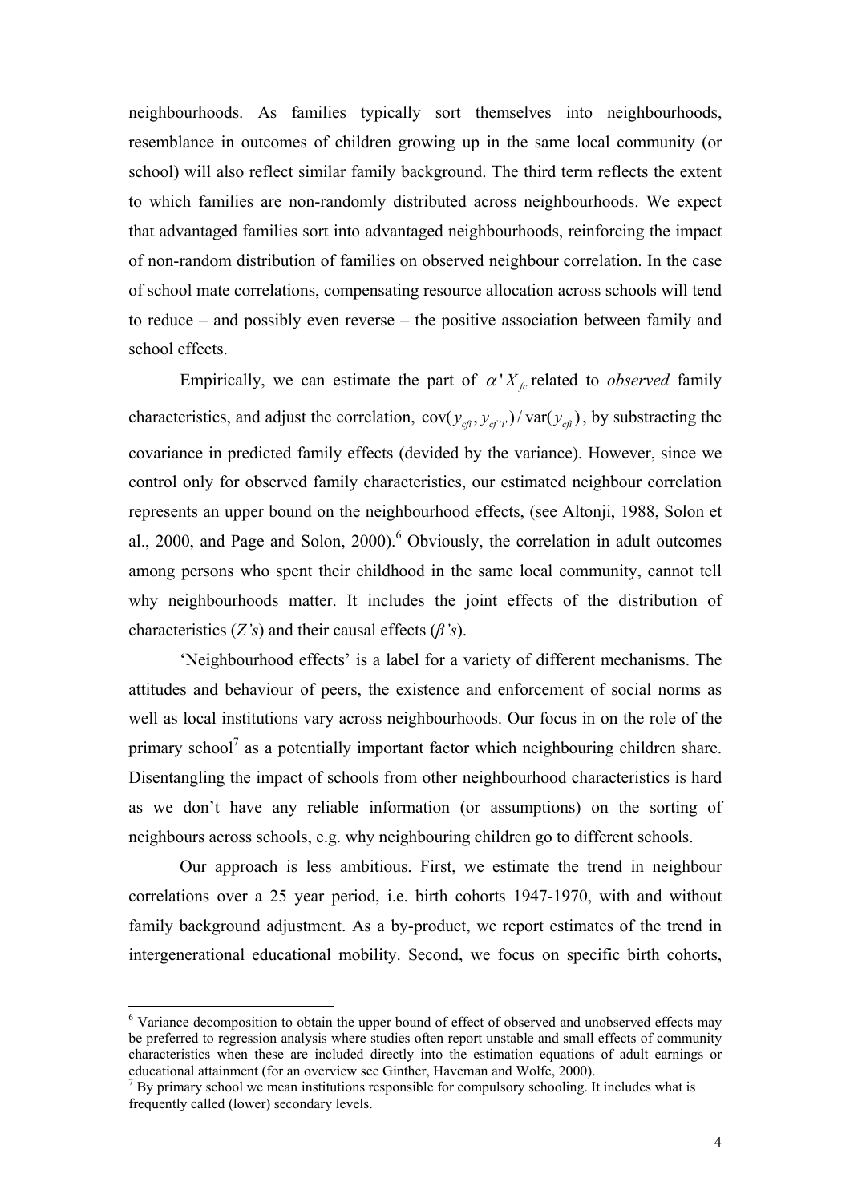neighbourhoods. As families typically sort themselves into neighbourhoods, resemblance in outcomes of children growing up in the same local community (or school) will also reflect similar family background. The third term reflects the extent to which families are non-randomly distributed across neighbourhoods. We expect that advantaged families sort into advantaged neighbourhoods, reinforcing the impact of non-random distribution of families on observed neighbour correlation. In the case of school mate correlations, compensating resource allocation across schools will tend to reduce – and possibly even reverse – the positive association between family and school effects.

Empirically, we can estimate the part of $\alpha' X_{fc}$ related to *observed* family characteristics, and adjust the correlation, $\mathrm{cov}(y_{cfi}, y_{cf'i'}) / \mathrm{var}(y_{cfi})$, by substracting the covariance in predicted family effects (devided by the variance). However, since we control only for observed family characteristics, our estimated neighbour correlation represents an upper bound on the neighbourhood effects, (see Altonji, 1988, Solon et al., 2000, and Page and Solon, 2000).[6] Obviously, the correlation in adult outcomes among persons who spent their childhood in the same local community, cannot tell why neighbourhoods matter. It includes the joint effects of the distribution of characteristics (*Z's*) and their causal effects (*β's*).

'Neighbourhood effects' is a label for a variety of different mechanisms. The attitudes and behaviour of peers, the existence and enforcement of social norms as well as local institutions vary across neighbourhoods. Our focus in on the role of the primary school[7] as a potentially important factor which neighbouring children share. Disentangling the impact of schools from other neighbourhood characteristics is hard as we don't have any reliable information (or assumptions) on the sorting of neighbours across schools, e.g. why neighbouring children go to different schools.

Our approach is less ambitious. First, we estimate the trend in neighbour correlations over a 25 year period, i.e. birth cohorts 1947-1970, with and without family background adjustment. As a by-product, we report estimates of the trend in intergenerational educational mobility. Second, we focus on specific birth cohorts,

---

[6] Variance decomposition to obtain the upper bound of effect of observed and unobserved effects may be preferred to regression analysis where studies often report unstable and small effects of community characteristics when these are included directly into the estimation equations of adult earnings or educational attainment (for an overview see Ginther, Haveman and Wolfe, 2000).

[7] By primary school we mean institutions responsible for compulsory schooling. It includes what is frequently called (lower) secondary levels.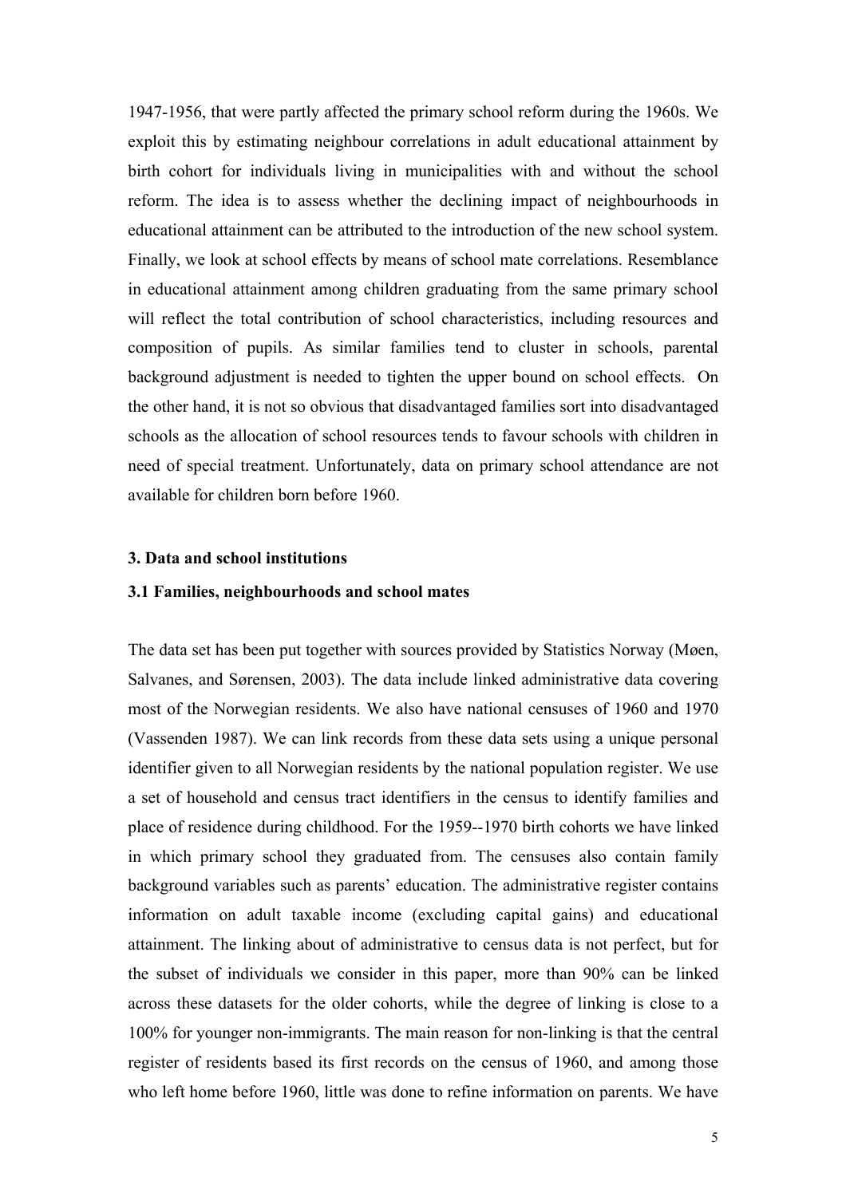1947-1956, that were partly affected the primary school reform during the 1960s. We exploit this by estimating neighbour correlations in adult educational attainment by birth cohort for individuals living in municipalities with and without the school reform. The idea is to assess whether the declining impact of neighbourhoods in educational attainment can be attributed to the introduction of the new school system. Finally, we look at school effects by means of school mate correlations. Resemblance in educational attainment among children graduating from the same primary school will reflect the total contribution of school characteristics, including resources and composition of pupils. As similar families tend to cluster in schools, parental background adjustment is needed to tighten the upper bound on school effects. On the other hand, it is not so obvious that disadvantaged families sort into disadvantaged schools as the allocation of school resources tends to favour schools with children in need of special treatment. Unfortunately, data on primary school attendance are not available for children born before 1960.

## 3. Data and school institutions

### 3.1 Families, neighbourhoods and school mates

The data set has been put together with sources provided by Statistics Norway (Møen, Salvanes, and Sørensen, 2003). The data include linked administrative data covering most of the Norwegian residents. We also have national censuses of 1960 and 1970 (Vassenden 1987). We can link records from these data sets using a unique personal identifier given to all Norwegian residents by the national population register. We use a set of household and census tract identifiers in the census to identify families and place of residence during childhood. For the 1959--1970 birth cohorts we have linked in which primary school they graduated from. The censuses also contain family background variables such as parents' education. The administrative register contains information on adult taxable income (excluding capital gains) and educational attainment. The linking about of administrative to census data is not perfect, but for the subset of individuals we consider in this paper, more than 90% can be linked across these datasets for the older cohorts, while the degree of linking is close to a 100% for younger non-immigrants. The main reason for non-linking is that the central register of residents based its first records on the census of 1960, and among those who left home before 1960, little was done to refine information on parents. We have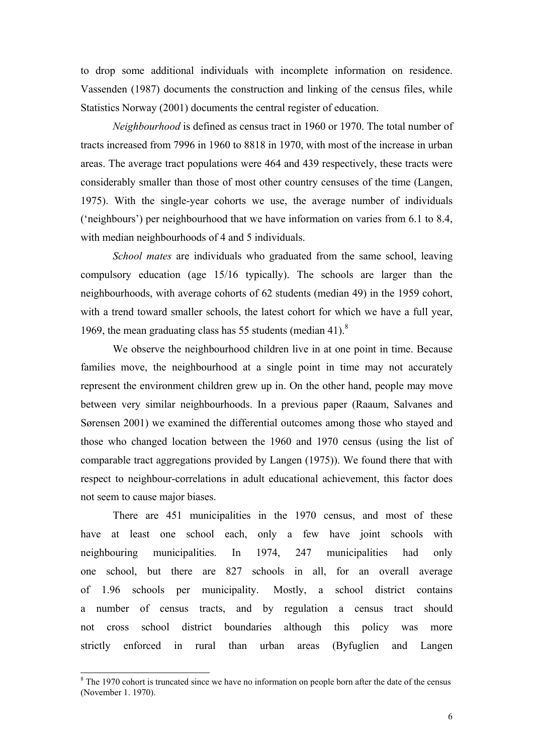to drop some additional individuals with incomplete information on residence. Vassenden (1987) documents the construction and linking of the census files, while Statistics Norway (2001) documents the central register of education.

*Neighbourhood* is defined as census tract in 1960 or 1970. The total number of tracts increased from 7996 in 1960 to 8818 in 1970, with most of the increase in urban areas. The average tract populations were 464 and 439 respectively, these tracts were considerably smaller than those of most other country censuses of the time (Langen, 1975). With the single-year cohorts we use, the average number of individuals ('neighbours') per neighbourhood that we have information on varies from 6.1 to 8.4, with median neighbourhoods of 4 and 5 individuals.

*School mates* are individuals who graduated from the same school, leaving compulsory education (age 15/16 typically). The schools are larger than the neighbourhoods, with average cohorts of 62 students (median 49) in the 1959 cohort, with a trend toward smaller schools, the latest cohort for which we have a full year, 1969, the mean graduating class has 55 students (median 41).[8]

We observe the neighbourhood children live in at one point in time. Because families move, the neighbourhood at a single point in time may not accurately represent the environment children grew up in. On the other hand, people may move between very similar neighbourhoods. In a previous paper (Raaum, Salvanes and Sørensen 2001) we examined the differential outcomes among those who stayed and those who changed location between the 1960 and 1970 census (using the list of comparable tract aggregations provided by Langen (1975)). We found there that with respect to neighbour-correlations in adult educational achievement, this factor does not seem to cause major biases.

There are 451 municipalities in the 1970 census, and most of these have at least one school each, only a few have joint schools with neighbouring municipalities. In 1974, 247 municipalities had only one school, but there are 827 schools in all, for an overall average of 1.96 schools per municipality. Mostly, a school district contains a number of census tracts, and by regulation a census tract should not cross school district boundaries although this policy was more strictly enforced in rural than urban areas (Byfuglien and Langen

[8] The 1970 cohort is truncated since we have no information on people born after the date of the census (November 1. 1970).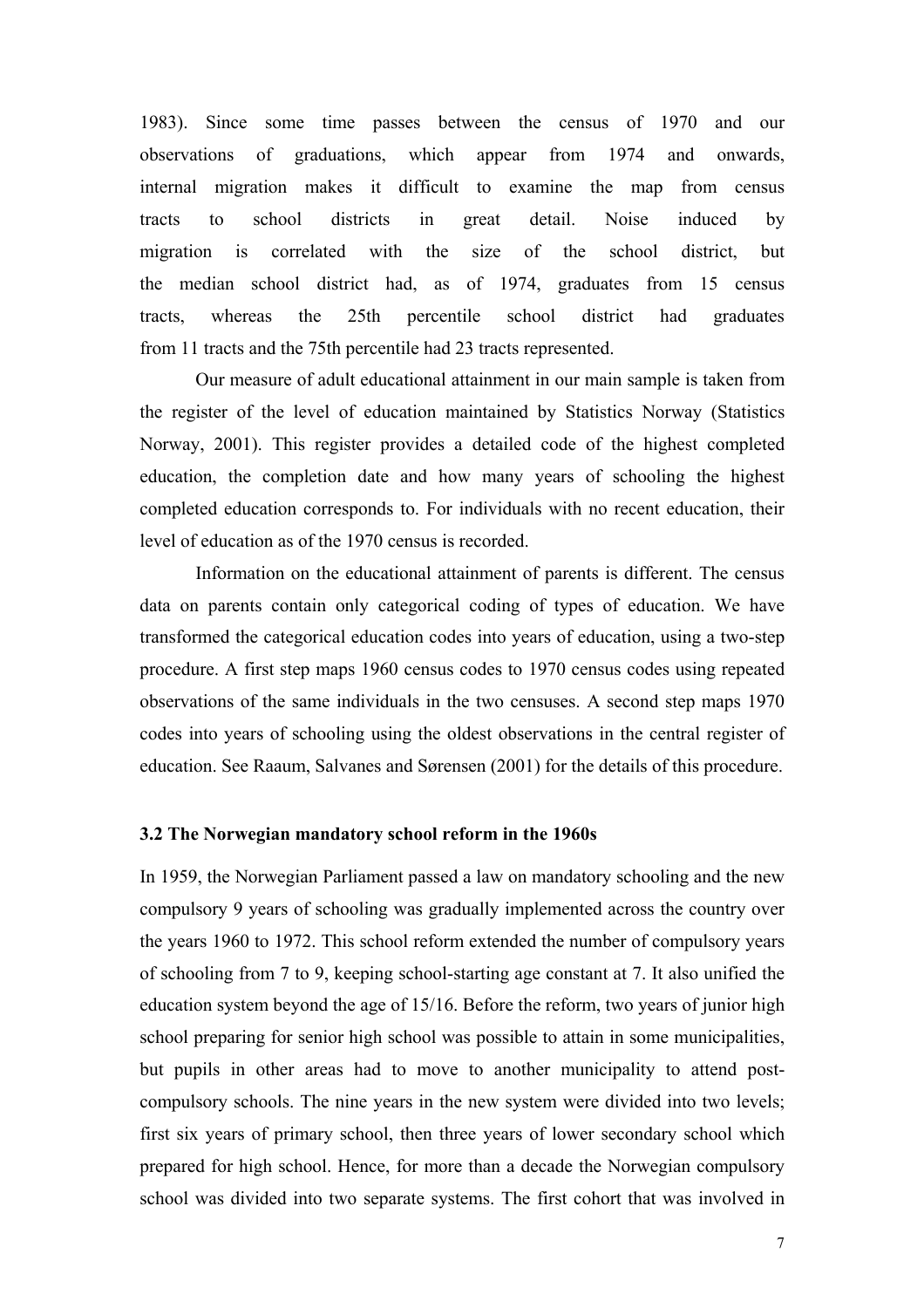1983). Since some time passes between the census of 1970 and our observations of graduations, which appear from 1974 and onwards, internal migration makes it difficult to examine the map from census tracts to school districts in great detail. Noise induced by migration is correlated with the size of the school district, but the median school district had, as of 1974, graduates from 15 census tracts, whereas the 25th percentile school district had graduates from 11 tracts and the 75th percentile had 23 tracts represented.

Our measure of adult educational attainment in our main sample is taken from the register of the level of education maintained by Statistics Norway (Statistics Norway, 2001). This register provides a detailed code of the highest completed education, the completion date and how many years of schooling the highest completed education corresponds to. For individuals with no recent education, their level of education as of the 1970 census is recorded.

Information on the educational attainment of parents is different. The census data on parents contain only categorical coding of types of education. We have transformed the categorical education codes into years of education, using a two-step procedure. A first step maps 1960 census codes to 1970 census codes using repeated observations of the same individuals in the two censuses. A second step maps 1970 codes into years of schooling using the oldest observations in the central register of education. See Raaum, Salvanes and Sørensen (2001) for the details of this procedure.

### 3.2 The Norwegian mandatory school reform in the 1960s

In 1959, the Norwegian Parliament passed a law on mandatory schooling and the new compulsory 9 years of schooling was gradually implemented across the country over the years 1960 to 1972. This school reform extended the number of compulsory years of schooling from 7 to 9, keeping school-starting age constant at 7. It also unified the education system beyond the age of 15/16. Before the reform, two years of junior high school preparing for senior high school was possible to attain in some municipalities, but pupils in other areas had to move to another municipality to attend post-compulsory schools. The nine years in the new system were divided into two levels; first six years of primary school, then three years of lower secondary school which prepared for high school. Hence, for more than a decade the Norwegian compulsory school was divided into two separate systems. The first cohort that was involved in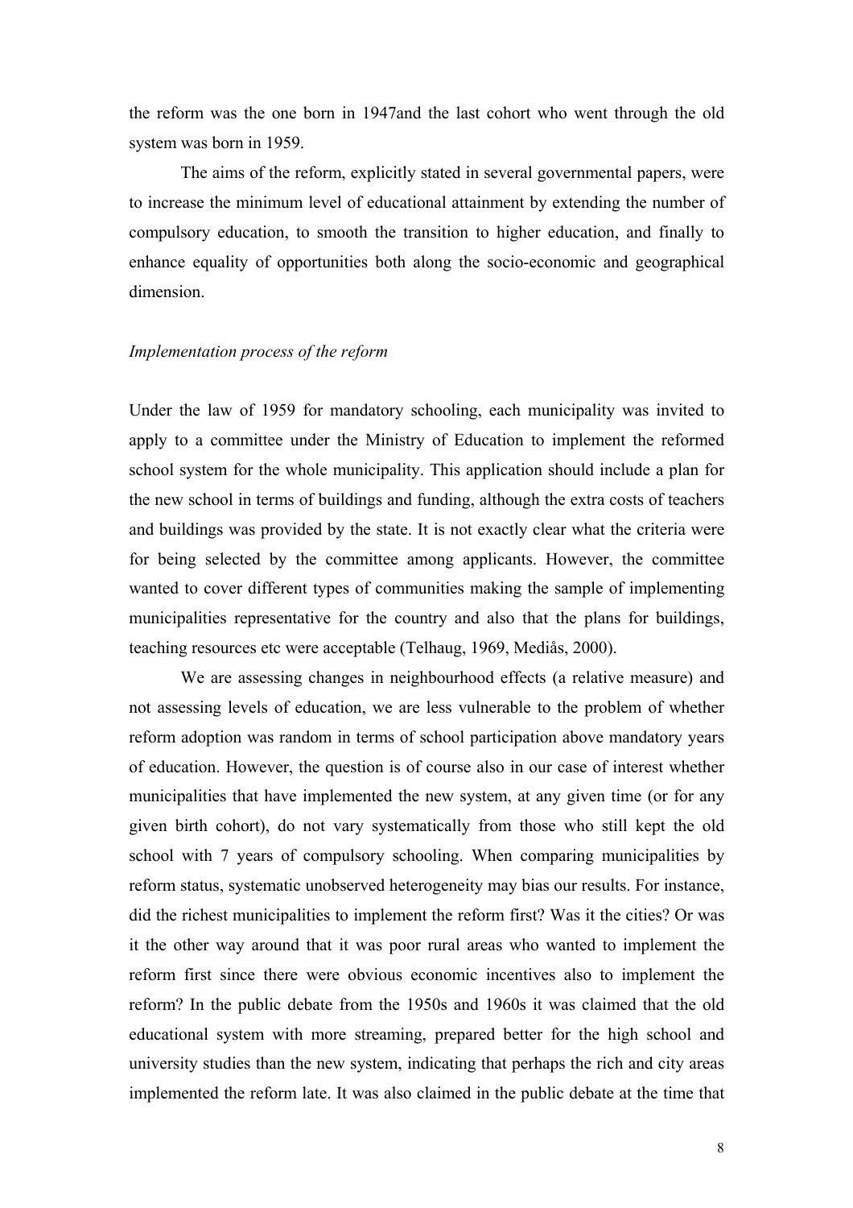the reform was the one born in 1947and the last cohort who went through the old system was born in 1959.

The aims of the reform, explicitly stated in several governmental papers, were to increase the minimum level of educational attainment by extending the number of compulsory education, to smooth the transition to higher education, and finally to enhance equality of opportunities both along the socio-economic and geographical dimension.

*Implementation process of the reform*

Under the law of 1959 for mandatory schooling, each municipality was invited to apply to a committee under the Ministry of Education to implement the reformed school system for the whole municipality. This application should include a plan for the new school in terms of buildings and funding, although the extra costs of teachers and buildings was provided by the state. It is not exactly clear what the criteria were for being selected by the committee among applicants. However, the committee wanted to cover different types of communities making the sample of implementing municipalities representative for the country and also that the plans for buildings, teaching resources etc were acceptable (Telhaug, 1969, Mediås, 2000).

We are assessing changes in neighbourhood effects (a relative measure) and not assessing levels of education, we are less vulnerable to the problem of whether reform adoption was random in terms of school participation above mandatory years of education. However, the question is of course also in our case of interest whether municipalities that have implemented the new system, at any given time (or for any given birth cohort), do not vary systematically from those who still kept the old school with 7 years of compulsory schooling. When comparing municipalities by reform status, systematic unobserved heterogeneity may bias our results. For instance, did the richest municipalities to implement the reform first? Was it the cities? Or was it the other way around that it was poor rural areas who wanted to implement the reform first since there were obvious economic incentives also to implement the reform? In the public debate from the 1950s and 1960s it was claimed that the old educational system with more streaming, prepared better for the high school and university studies than the new system, indicating that perhaps the rich and city areas implemented the reform late. It was also claimed in the public debate at the time that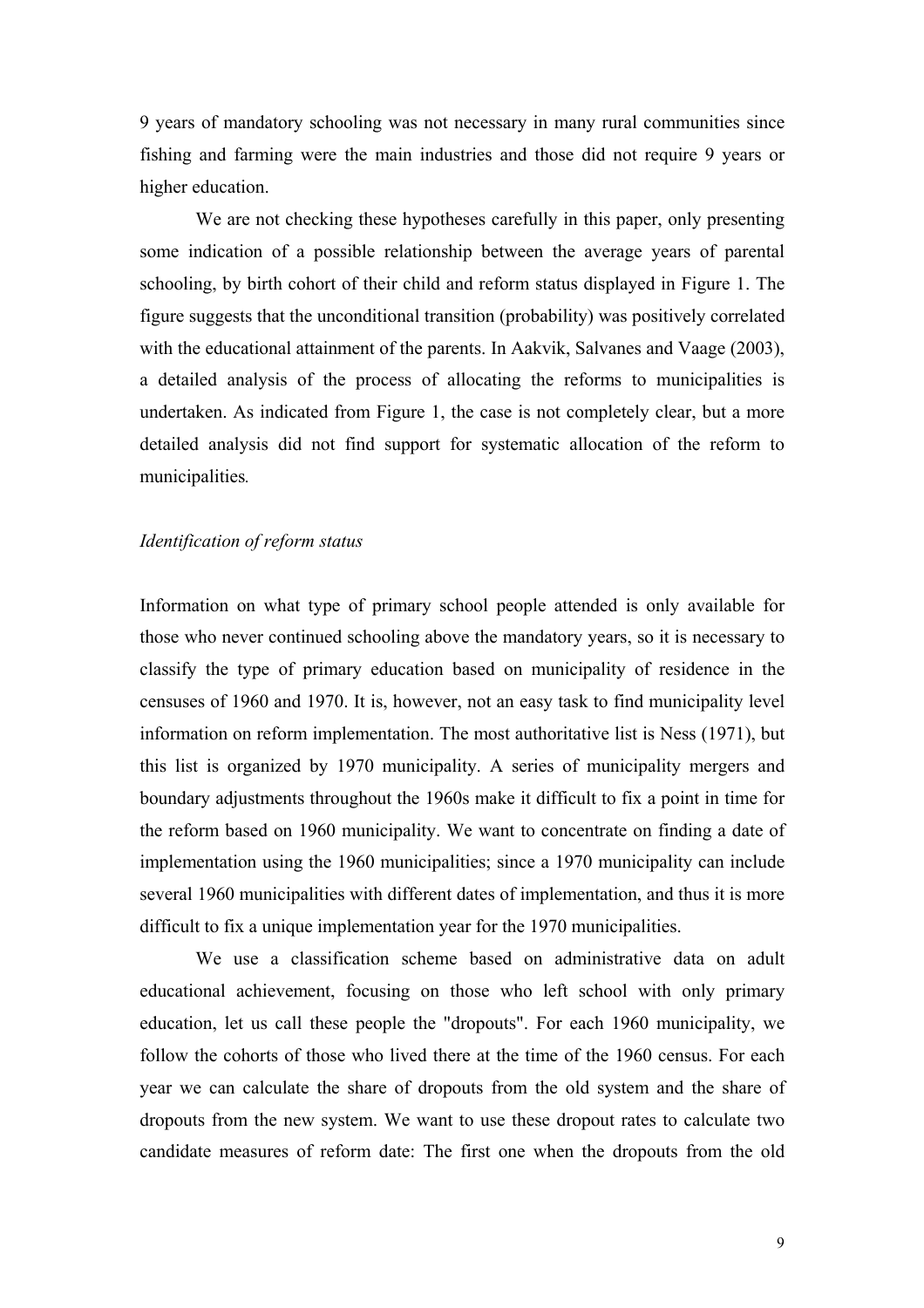9 years of mandatory schooling was not necessary in many rural communities since fishing and farming were the main industries and those did not require 9 years or higher education.

We are not checking these hypotheses carefully in this paper, only presenting some indication of a possible relationship between the average years of parental schooling, by birth cohort of their child and reform status displayed in Figure 1. The figure suggests that the unconditional transition (probability) was positively correlated with the educational attainment of the parents. In Aakvik, Salvanes and Vaage (2003), a detailed analysis of the process of allocating the reforms to municipalities is undertaken. As indicated from Figure 1, the case is not completely clear, but a more detailed analysis did not find support for systematic allocation of the reform to municipalities.

*Identification of reform status*

Information on what type of primary school people attended is only available for those who never continued schooling above the mandatory years, so it is necessary to classify the type of primary education based on municipality of residence in the censuses of 1960 and 1970. It is, however, not an easy task to find municipality level information on reform implementation. The most authoritative list is Ness (1971), but this list is organized by 1970 municipality. A series of municipality mergers and boundary adjustments throughout the 1960s make it difficult to fix a point in time for the reform based on 1960 municipality. We want to concentrate on finding a date of implementation using the 1960 municipalities; since a 1970 municipality can include several 1960 municipalities with different dates of implementation, and thus it is more difficult to fix a unique implementation year for the 1970 municipalities.

We use a classification scheme based on administrative data on adult educational achievement, focusing on those who left school with only primary education, let us call these people the "dropouts". For each 1960 municipality, we follow the cohorts of those who lived there at the time of the 1960 census. For each year we can calculate the share of dropouts from the old system and the share of dropouts from the new system. We want to use these dropout rates to calculate two candidate measures of reform date: The first one when the dropouts from the old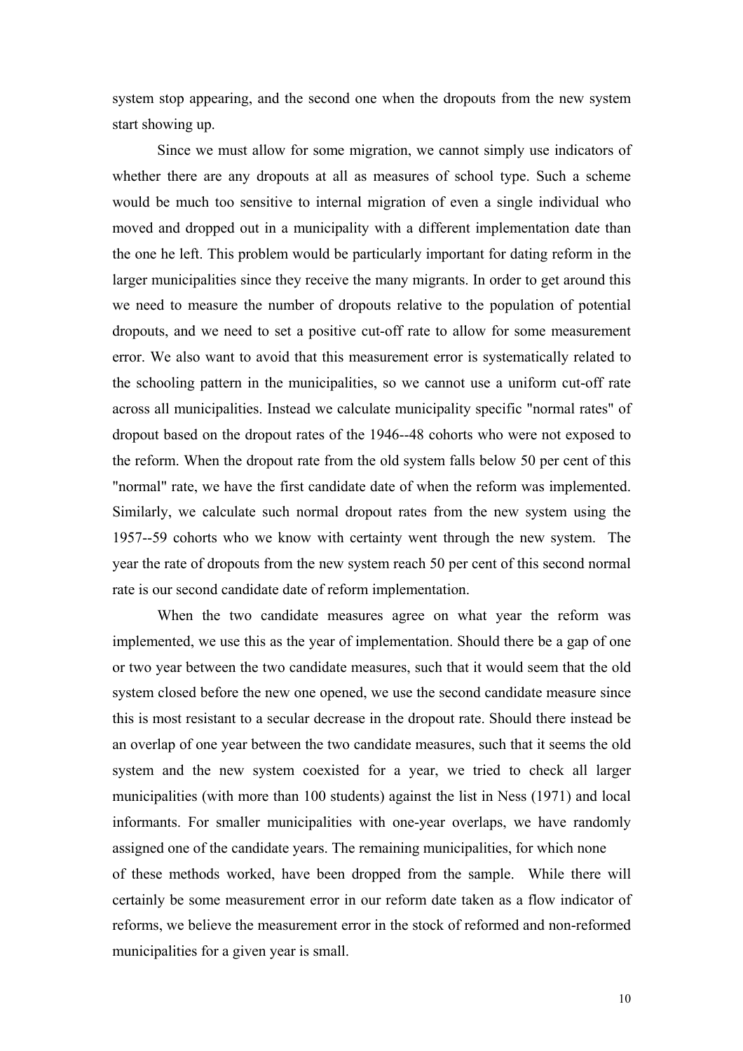system stop appearing, and the second one when the dropouts from the new system start showing up.

Since we must allow for some migration, we cannot simply use indicators of whether there are any dropouts at all as measures of school type. Such a scheme would be much too sensitive to internal migration of even a single individual who moved and dropped out in a municipality with a different implementation date than the one he left. This problem would be particularly important for dating reform in the larger municipalities since they receive the many migrants. In order to get around this we need to measure the number of dropouts relative to the population of potential dropouts, and we need to set a positive cut-off rate to allow for some measurement error. We also want to avoid that this measurement error is systematically related to the schooling pattern in the municipalities, so we cannot use a uniform cut-off rate across all municipalities. Instead we calculate municipality specific "normal rates" of dropout based on the dropout rates of the 1946--48 cohorts who were not exposed to the reform. When the dropout rate from the old system falls below 50 per cent of this "normal" rate, we have the first candidate date of when the reform was implemented. Similarly, we calculate such normal dropout rates from the new system using the 1957--59 cohorts who we know with certainty went through the new system. The year the rate of dropouts from the new system reach 50 per cent of this second normal rate is our second candidate date of reform implementation.

When the two candidate measures agree on what year the reform was implemented, we use this as the year of implementation. Should there be a gap of one or two year between the two candidate measures, such that it would seem that the old system closed before the new one opened, we use the second candidate measure since this is most resistant to a secular decrease in the dropout rate. Should there instead be an overlap of one year between the two candidate measures, such that it seems the old system and the new system coexisted for a year, we tried to check all larger municipalities (with more than 100 students) against the list in Ness (1971) and local informants. For smaller municipalities with one-year overlaps, we have randomly assigned one of the candidate years. The remaining municipalities, for which none of these methods worked, have been dropped from the sample. While there will certainly be some measurement error in our reform date taken as a flow indicator of reforms, we believe the measurement error in the stock of reformed and non-reformed municipalities for a given year is small.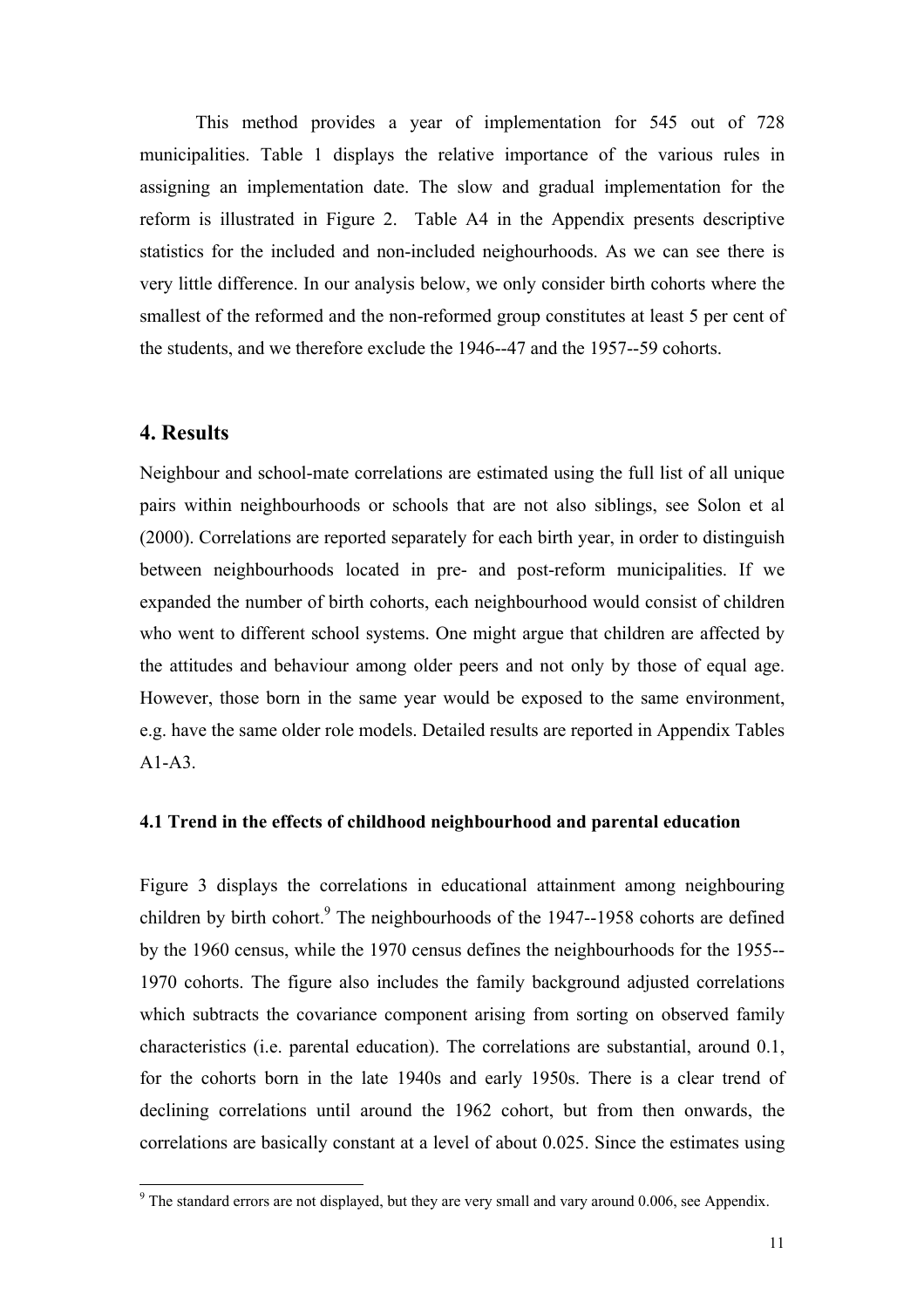This method provides a year of implementation for 545 out of 728 municipalities. Table 1 displays the relative importance of the various rules in assigning an implementation date. The slow and gradual implementation for the reform is illustrated in Figure 2. Table A4 in the Appendix presents descriptive statistics for the included and non-included neighbourhoods. As we can see there is very little difference. In our analysis below, we only consider birth cohorts where the smallest of the reformed and the non-reformed group constitutes at least 5 per cent of the students, and we therefore exclude the 1946--47 and the 1957--59 cohorts.

## 4. Results

Neighbour and school-mate correlations are estimated using the full list of all unique pairs within neighbourhoods or schools that are not also siblings, see Solon et al (2000). Correlations are reported separately for each birth year, in order to distinguish between neighbourhoods located in pre- and post-reform municipalities. If we expanded the number of birth cohorts, each neighbourhood would consist of children who went to different school systems. One might argue that children are affected by the attitudes and behaviour among older peers and not only by those of equal age. However, those born in the same year would be exposed to the same environment, e.g. have the same older role models. Detailed results are reported in Appendix Tables A1-A3.

### 4.1 Trend in the effects of childhood neighbourhood and parental education

Figure 3 displays the correlations in educational attainment among neighbouring children by birth cohort.[9] The neighbourhoods of the 1947--1958 cohorts are defined by the 1960 census, while the 1970 census defines the neighbourhoods for the 1955--1970 cohorts. The figure also includes the family background adjusted correlations which subtracts the covariance component arising from sorting on observed family characteristics (i.e. parental education). The correlations are substantial, around 0.1, for the cohorts born in the late 1940s and early 1950s. There is a clear trend of declining correlations until around the 1962 cohort, but from then onwards, the correlations are basically constant at a level of about 0.025. Since the estimates using

[9] The standard errors are not displayed, but they are very small and vary around 0.006, see Appendix.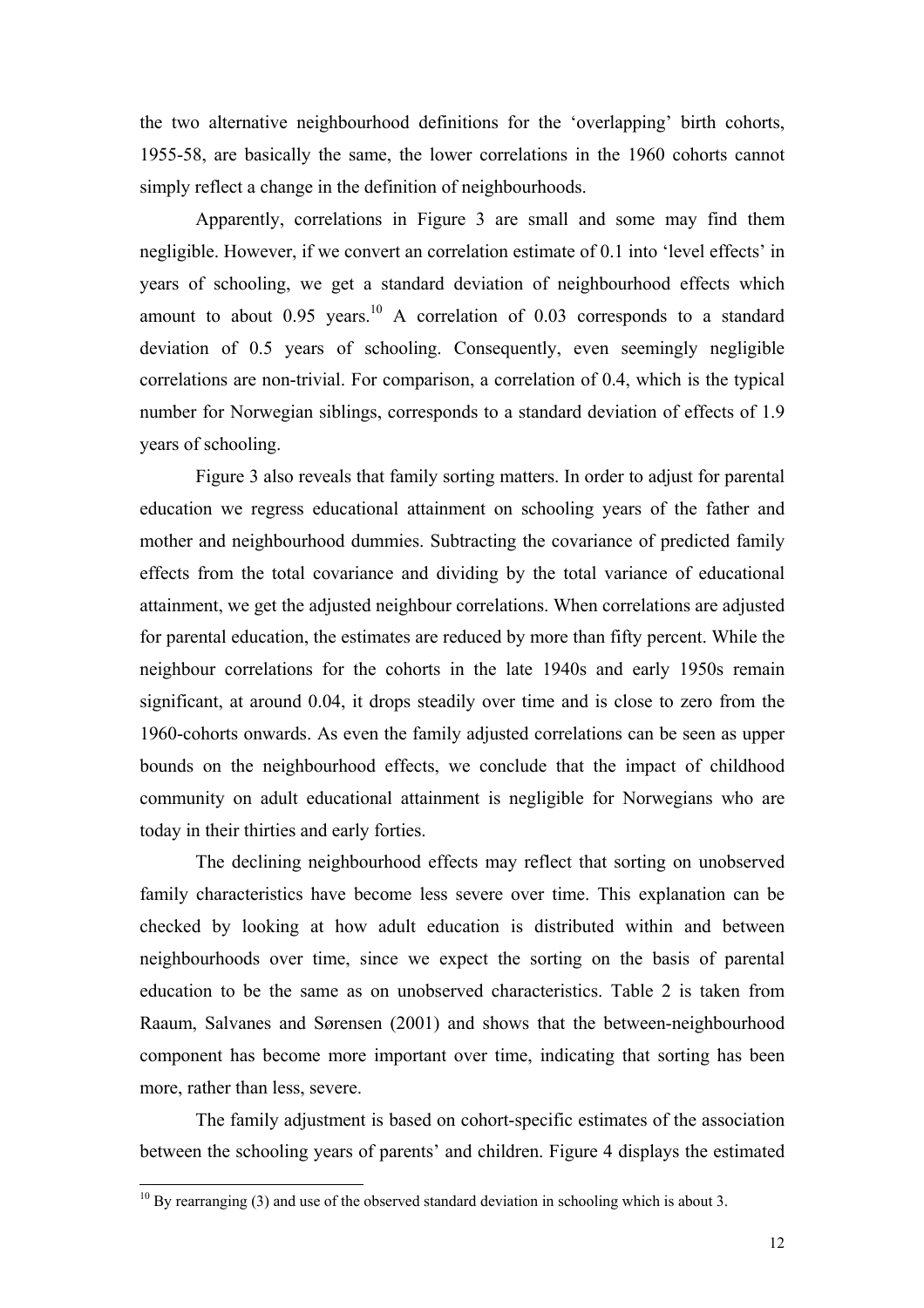the two alternative neighbourhood definitions for the 'overlapping' birth cohorts, 1955-58, are basically the same, the lower correlations in the 1960 cohorts cannot simply reflect a change in the definition of neighbourhoods.

Apparently, correlations in Figure 3 are small and some may find them negligible. However, if we convert an correlation estimate of 0.1 into 'level effects' in years of schooling, we get a standard deviation of neighbourhood effects which amount to about 0.95 years.[10] A correlation of 0.03 corresponds to a standard deviation of 0.5 years of schooling. Consequently, even seemingly negligible correlations are non-trivial. For comparison, a correlation of 0.4, which is the typical number for Norwegian siblings, corresponds to a standard deviation of effects of 1.9 years of schooling.

Figure 3 also reveals that family sorting matters. In order to adjust for parental education we regress educational attainment on schooling years of the father and mother and neighbourhood dummies. Subtracting the covariance of predicted family effects from the total covariance and dividing by the total variance of educational attainment, we get the adjusted neighbour correlations. When correlations are adjusted for parental education, the estimates are reduced by more than fifty percent. While the neighbour correlations for the cohorts in the late 1940s and early 1950s remain significant, at around 0.04, it drops steadily over time and is close to zero from the 1960-cohorts onwards. As even the family adjusted correlations can be seen as upper bounds on the neighbourhood effects, we conclude that the impact of childhood community on adult educational attainment is negligible for Norwegians who are today in their thirties and early forties.

The declining neighbourhood effects may reflect that sorting on unobserved family characteristics have become less severe over time. This explanation can be checked by looking at how adult education is distributed within and between neighbourhoods over time, since we expect the sorting on the basis of parental education to be the same as on unobserved characteristics. Table 2 is taken from Raaum, Salvanes and Sørensen (2001) and shows that the between-neighbourhood component has become more important over time, indicating that sorting has been more, rather than less, severe.

The family adjustment is based on cohort-specific estimates of the association between the schooling years of parents' and children. Figure 4 displays the estimated

[10] By rearranging (3) and use of the observed standard deviation in schooling which is about 3.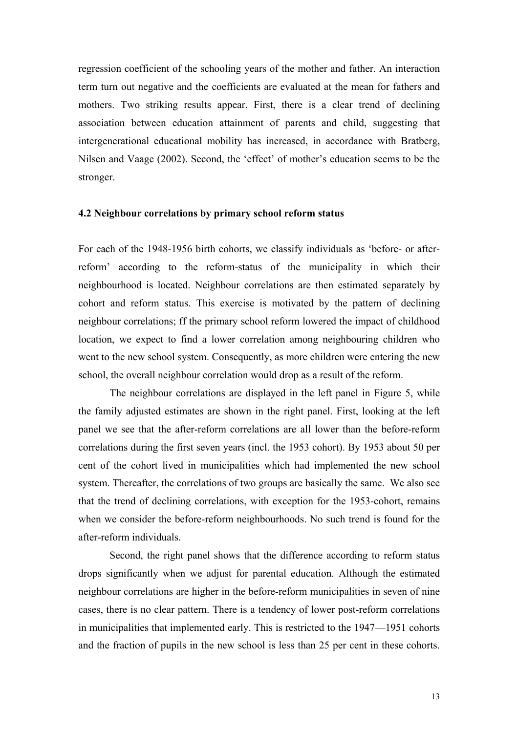regression coefficient of the schooling years of the mother and father. An interaction term turn out negative and the coefficients are evaluated at the mean for fathers and mothers. Two striking results appear. First, there is a clear trend of declining association between education attainment of parents and child, suggesting that intergenerational educational mobility has increased, in accordance with Bratberg, Nilsen and Vaage (2002). Second, the 'effect' of mother's education seems to be the stronger.

### 4.2 Neighbour correlations by primary school reform status

For each of the 1948-1956 birth cohorts, we classify individuals as 'before- or after-reform' according to the reform-status of the municipality in which their neighbourhood is located. Neighbour correlations are then estimated separately by cohort and reform status. This exercise is motivated by the pattern of declining neighbour correlations; ff the primary school reform lowered the impact of childhood location, we expect to find a lower correlation among neighbouring children who went to the new school system. Consequently, as more children were entering the new school, the overall neighbour correlation would drop as a result of the reform.

The neighbour correlations are displayed in the left panel in Figure 5, while the family adjusted estimates are shown in the right panel. First, looking at the left panel we see that the after-reform correlations are all lower than the before-reform correlations during the first seven years (incl. the 1953 cohort). By 1953 about 50 per cent of the cohort lived in municipalities which had implemented the new school system. Thereafter, the correlations of two groups are basically the same. We also see that the trend of declining correlations, with exception for the 1953-cohort, remains when we consider the before-reform neighbourhoods. No such trend is found for the after-reform individuals.

Second, the right panel shows that the difference according to reform status drops significantly when we adjust for parental education. Although the estimated neighbour correlations are higher in the before-reform municipalities in seven of nine cases, there is no clear pattern. There is a tendency of lower post-reform correlations in municipalities that implemented early. This is restricted to the 1947—1951 cohorts and the fraction of pupils in the new school is less than 25 per cent in these cohorts.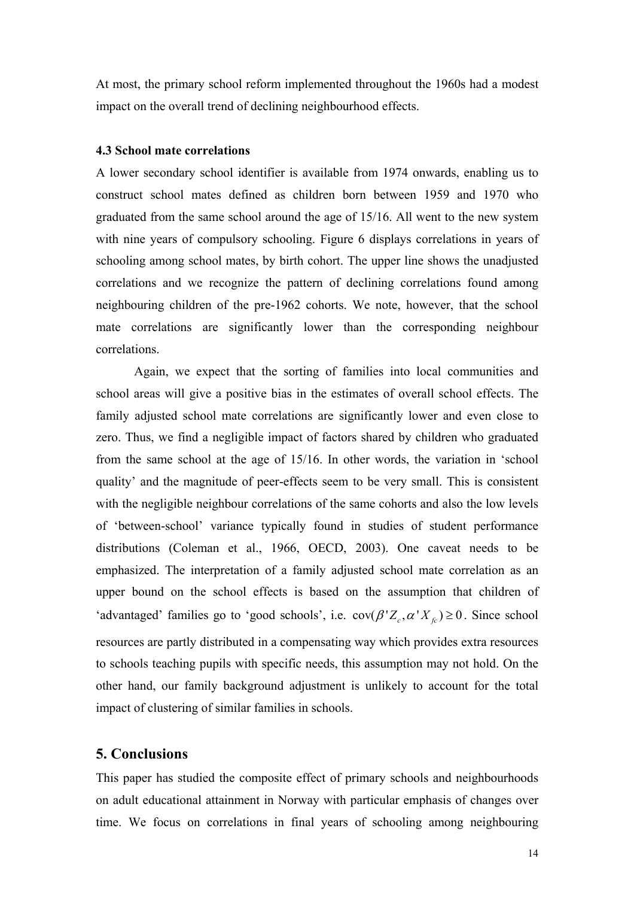At most, the primary school reform implemented throughout the 1960s had a modest impact on the overall trend of declining neighbourhood effects.

### 4.3 School mate correlations

A lower secondary school identifier is available from 1974 onwards, enabling us to construct school mates defined as children born between 1959 and 1970 who graduated from the same school around the age of 15/16. All went to the new system with nine years of compulsory schooling. Figure 6 displays correlations in years of schooling among school mates, by birth cohort. The upper line shows the unadjusted correlations and we recognize the pattern of declining correlations found among neighbouring children of the pre-1962 cohorts. We note, however, that the school mate correlations are significantly lower than the corresponding neighbour correlations.

Again, we expect that the sorting of families into local communities and school areas will give a positive bias in the estimates of overall school effects. The family adjusted school mate correlations are significantly lower and even close to zero. Thus, we find a negligible impact of factors shared by children who graduated from the same school at the age of 15/16. In other words, the variation in 'school quality' and the magnitude of peer-effects seem to be very small. This is consistent with the negligible neighbour correlations of the same cohorts and also the low levels of 'between-school' variance typically found in studies of student performance distributions (Coleman et al., 1966, OECD, 2003). One caveat needs to be emphasized. The interpretation of a family adjusted school mate correlation as an upper bound on the school effects is based on the assumption that children of 'advantaged' families go to 'good schools', i.e. $\text{cov}(\beta' Z_c, \alpha' X_{fc}) \geq 0$. Since school resources are partly distributed in a compensating way which provides extra resources to schools teaching pupils with specific needs, this assumption may not hold. On the other hand, our family background adjustment is unlikely to account for the total impact of clustering of similar families in schools.

## 5. Conclusions

This paper has studied the composite effect of primary schools and neighbourhoods on adult educational attainment in Norway with particular emphasis of changes over time. We focus on correlations in final years of schooling among neighbouring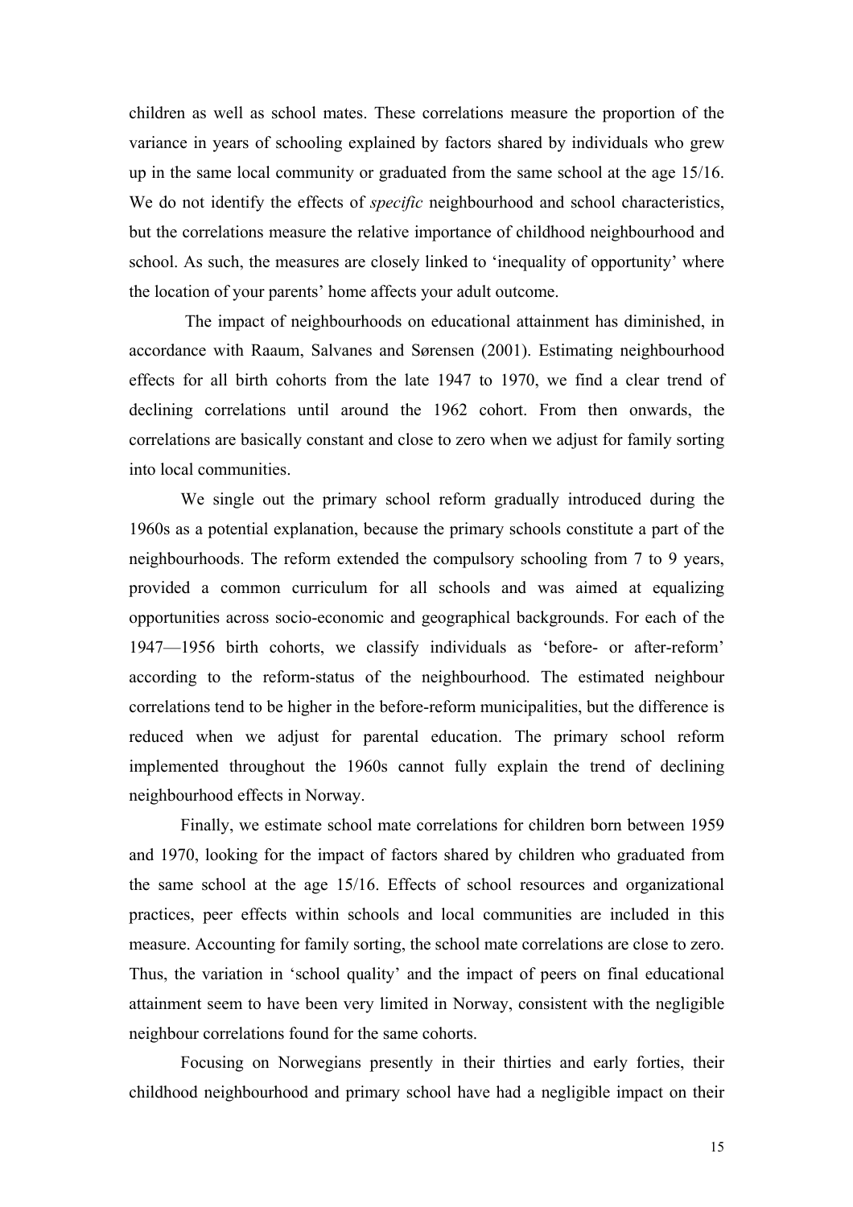children as well as school mates. These correlations measure the proportion of the variance in years of schooling explained by factors shared by individuals who grew up in the same local community or graduated from the same school at the age 15/16. We do not identify the effects of *specific* neighbourhood and school characteristics, but the correlations measure the relative importance of childhood neighbourhood and school. As such, the measures are closely linked to 'inequality of opportunity' where the location of your parents' home affects your adult outcome.

The impact of neighbourhoods on educational attainment has diminished, in accordance with Raaum, Salvanes and Sørensen (2001). Estimating neighbourhood effects for all birth cohorts from the late 1947 to 1970, we find a clear trend of declining correlations until around the 1962 cohort. From then onwards, the correlations are basically constant and close to zero when we adjust for family sorting into local communities.

We single out the primary school reform gradually introduced during the 1960s as a potential explanation, because the primary schools constitute a part of the neighbourhoods. The reform extended the compulsory schooling from 7 to 9 years, provided a common curriculum for all schools and was aimed at equalizing opportunities across socio-economic and geographical backgrounds. For each of the 1947—1956 birth cohorts, we classify individuals as 'before- or after-reform' according to the reform-status of the neighbourhood. The estimated neighbour correlations tend to be higher in the before-reform municipalities, but the difference is reduced when we adjust for parental education. The primary school reform implemented throughout the 1960s cannot fully explain the trend of declining neighbourhood effects in Norway.

Finally, we estimate school mate correlations for children born between 1959 and 1970, looking for the impact of factors shared by children who graduated from the same school at the age 15/16. Effects of school resources and organizational practices, peer effects within schools and local communities are included in this measure. Accounting for family sorting, the school mate correlations are close to zero. Thus, the variation in 'school quality' and the impact of peers on final educational attainment seem to have been very limited in Norway, consistent with the negligible neighbour correlations found for the same cohorts.

Focusing on Norwegians presently in their thirties and early forties, their childhood neighbourhood and primary school have had a negligible impact on their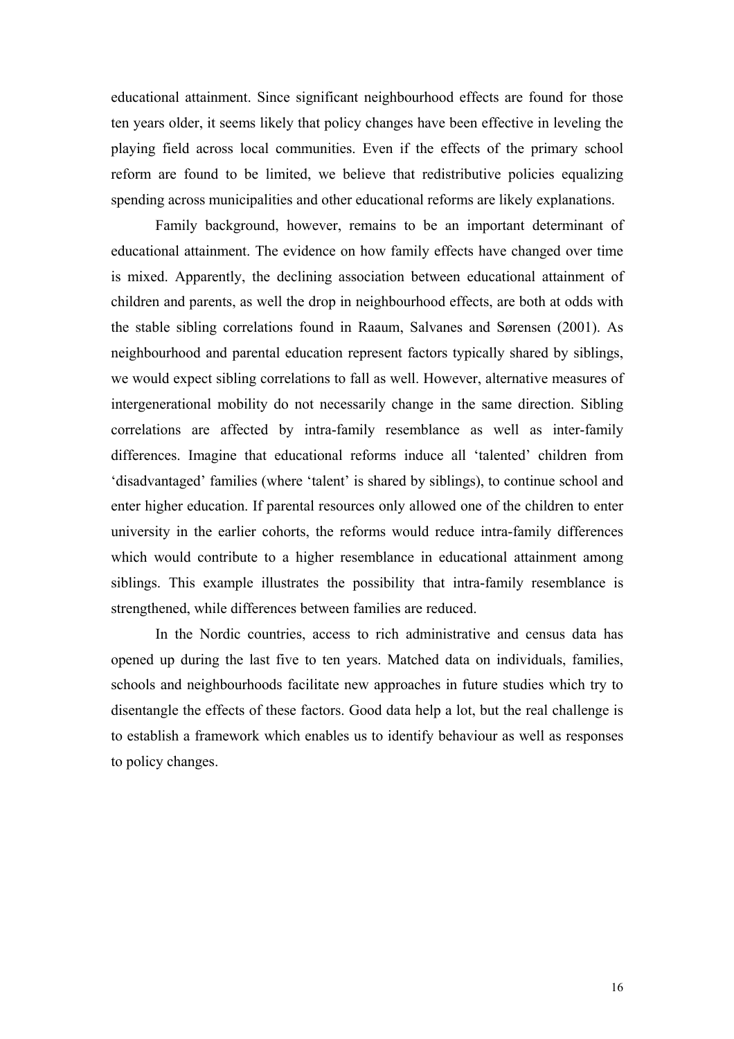educational attainment. Since significant neighbourhood effects are found for those ten years older, it seems likely that policy changes have been effective in leveling the playing field across local communities. Even if the effects of the primary school reform are found to be limited, we believe that redistributive policies equalizing spending across municipalities and other educational reforms are likely explanations.

Family background, however, remains to be an important determinant of educational attainment. The evidence on how family effects have changed over time is mixed. Apparently, the declining association between educational attainment of children and parents, as well the drop in neighbourhood effects, are both at odds with the stable sibling correlations found in Raaum, Salvanes and Sørensen (2001). As neighbourhood and parental education represent factors typically shared by siblings, we would expect sibling correlations to fall as well. However, alternative measures of intergenerational mobility do not necessarily change in the same direction. Sibling correlations are affected by intra-family resemblance as well as inter-family differences. Imagine that educational reforms induce all 'talented' children from 'disadvantaged' families (where 'talent' is shared by siblings), to continue school and enter higher education. If parental resources only allowed one of the children to enter university in the earlier cohorts, the reforms would reduce intra-family differences which would contribute to a higher resemblance in educational attainment among siblings. This example illustrates the possibility that intra-family resemblance is strengthened, while differences between families are reduced.

In the Nordic countries, access to rich administrative and census data has opened up during the last five to ten years. Matched data on individuals, families, schools and neighbourhoods facilitate new approaches in future studies which try to disentangle the effects of these factors. Good data help a lot, but the real challenge is to establish a framework which enables us to identify behaviour as well as responses to policy changes.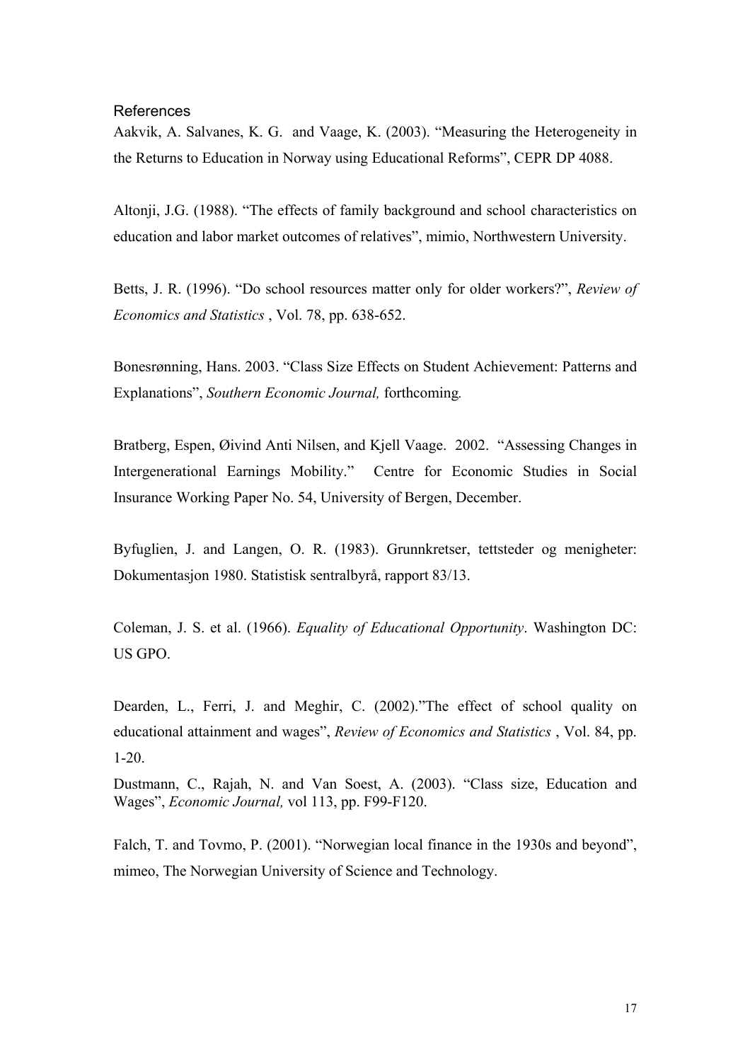## References

Aakvik, A. Salvanes, K. G. and Vaage, K. (2003). "Measuring the Heterogeneity in the Returns to Education in Norway using Educational Reforms", CEPR DP 4088.

Altonji, J.G. (1988). "The effects of family background and school characteristics on education and labor market outcomes of relatives", mimio, Northwestern University.

Betts, J. R. (1996). "Do school resources matter only for older workers?", *Review of Economics and Statistics* , Vol. 78, pp. 638-652.

Bonesrønning, Hans. 2003. "Class Size Effects on Student Achievement: Patterns and Explanations", *Southern Economic Journal,* forthcoming*.*

Bratberg, Espen, Øivind Anti Nilsen, and Kjell Vaage. 2002. "Assessing Changes in Intergenerational Earnings Mobility." Centre for Economic Studies in Social Insurance Working Paper No. 54, University of Bergen, December.

Byfuglien, J. and Langen, O. R. (1983). Grunnkretser, tettsteder og menigheter: Dokumentasjon 1980. Statistisk sentralbyrå, rapport 83/13.

Coleman, J. S. et al. (1966). *Equality of Educational Opportunity*. Washington DC: US GPO.

Dearden, L., Ferri, J. and Meghir, C. (2002)."The effect of school quality on educational attainment and wages", *Review of Economics and Statistics* , Vol. 84, pp. 1-20.

Dustmann, C., Rajah, N. and Van Soest, A. (2003). "Class size, Education and Wages", *Economic Journal,* vol 113, pp. F99-F120.

Falch, T. and Tovmo, P. (2001). "Norwegian local finance in the 1930s and beyond", mimeo, The Norwegian University of Science and Technology.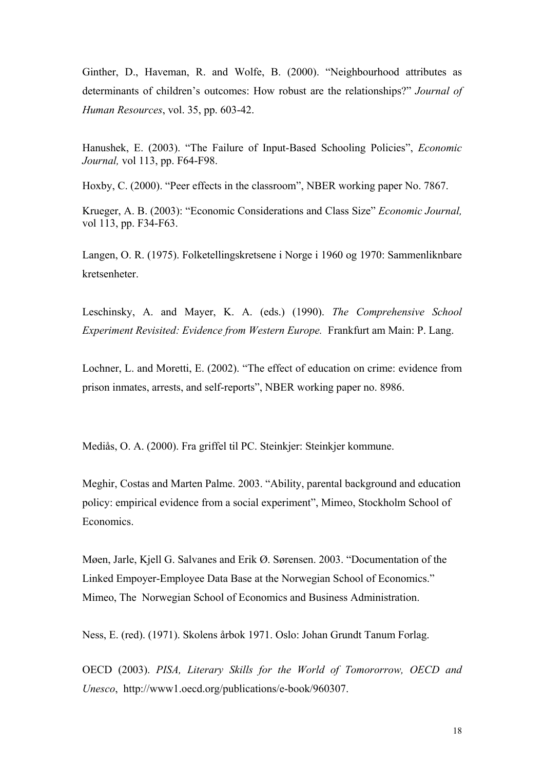Ginther, D., Haveman, R. and Wolfe, B. (2000). "Neighbourhood attributes as determinants of children's outcomes: How robust are the relationships?" *Journal of Human Resources*, vol. 35, pp. 603-42.

Hanushek, E. (2003). "The Failure of Input-Based Schooling Policies", *Economic Journal,* vol 113, pp. F64-F98.

Hoxby, C. (2000). "Peer effects in the classroom", NBER working paper No. 7867.

Krueger, A. B. (2003): "Economic Considerations and Class Size" *Economic Journal,* vol 113, pp. F34-F63.

Langen, O. R. (1975). Folketellingskretsene i Norge i 1960 og 1970: Sammenliknbare kretsenheter.

Leschinsky, A. and Mayer, K. A. (eds.) (1990). *The Comprehensive School Experiment Revisited: Evidence from Western Europe.* Frankfurt am Main: P. Lang.

Lochner, L. and Moretti, E. (2002). "The effect of education on crime: evidence from prison inmates, arrests, and self-reports", NBER working paper no. 8986.

Mediås, O. A. (2000). Fra griffel til PC. Steinkjer: Steinkjer kommune.

Meghir, Costas and Marten Palme. 2003. "Ability, parental background and education policy: empirical evidence from a social experiment", Mimeo, Stockholm School of Economics.

Møen, Jarle, Kjell G. Salvanes and Erik Ø. Sørensen. 2003. "Documentation of the Linked Empoyer-Employee Data Base at the Norwegian School of Economics." Mimeo, The Norwegian School of Economics and Business Administration.

Ness, E. (red). (1971). Skolens årbok 1971. Oslo: Johan Grundt Tanum Forlag.

OECD (2003). *PISA, Literary Skills for the World of Tomororrow, OECD and Unesco*, http://www1.oecd.org/publications/e-book/960307.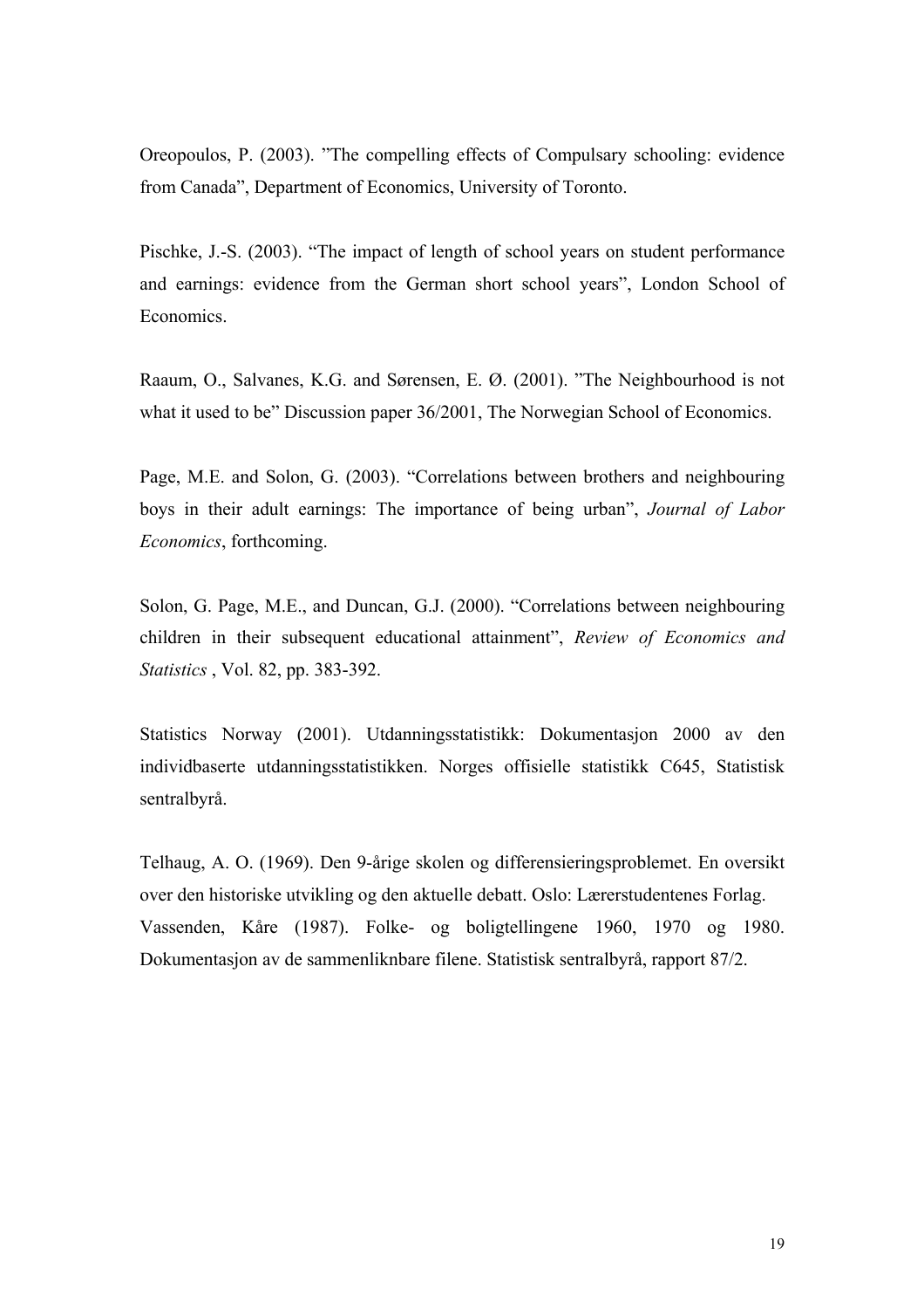Oreopoulos, P. (2003). ”The compelling effects of Compulsary schooling: evidence from Canada”, Department of Economics, University of Toronto.

Pischke, J.-S. (2003). “The impact of length of school years on student performance and earnings: evidence from the German short school years”, London School of Economics.

Raaum, O., Salvanes, K.G. and Sørensen, E. Ø. (2001). ”The Neighbourhood is not what it used to be” Discussion paper 36/2001, The Norwegian School of Economics.

Page, M.E. and Solon, G. (2003). “Correlations between brothers and neighbouring boys in their adult earnings: The importance of being urban”, *Journal of Labor Economics*, forthcoming.

Solon, G. Page, M.E., and Duncan, G.J. (2000). “Correlations between neighbouring children in their subsequent educational attainment”, *Review of Economics and Statistics* , Vol. 82, pp. 383-392.

Statistics Norway (2001). Utdanningsstatistikk: Dokumentasjon 2000 av den individbaserte utdanningsstatistikken. Norges offisielle statistikk C645, Statistisk sentralbyrå.

Telhaug, A. O. (1969). Den 9-årige skolen og differensieringsproblemet. En oversikt over den historiske utvikling og den aktuelle debatt. Oslo: Lærerstudentenes Forlag.

Vassenden, Kåre (1987). Folke- og boligtellingene 1960, 1970 og 1980. Dokumentasjon av de sammenliknbare filene. Statistisk sentralbyrå, rapport 87/2.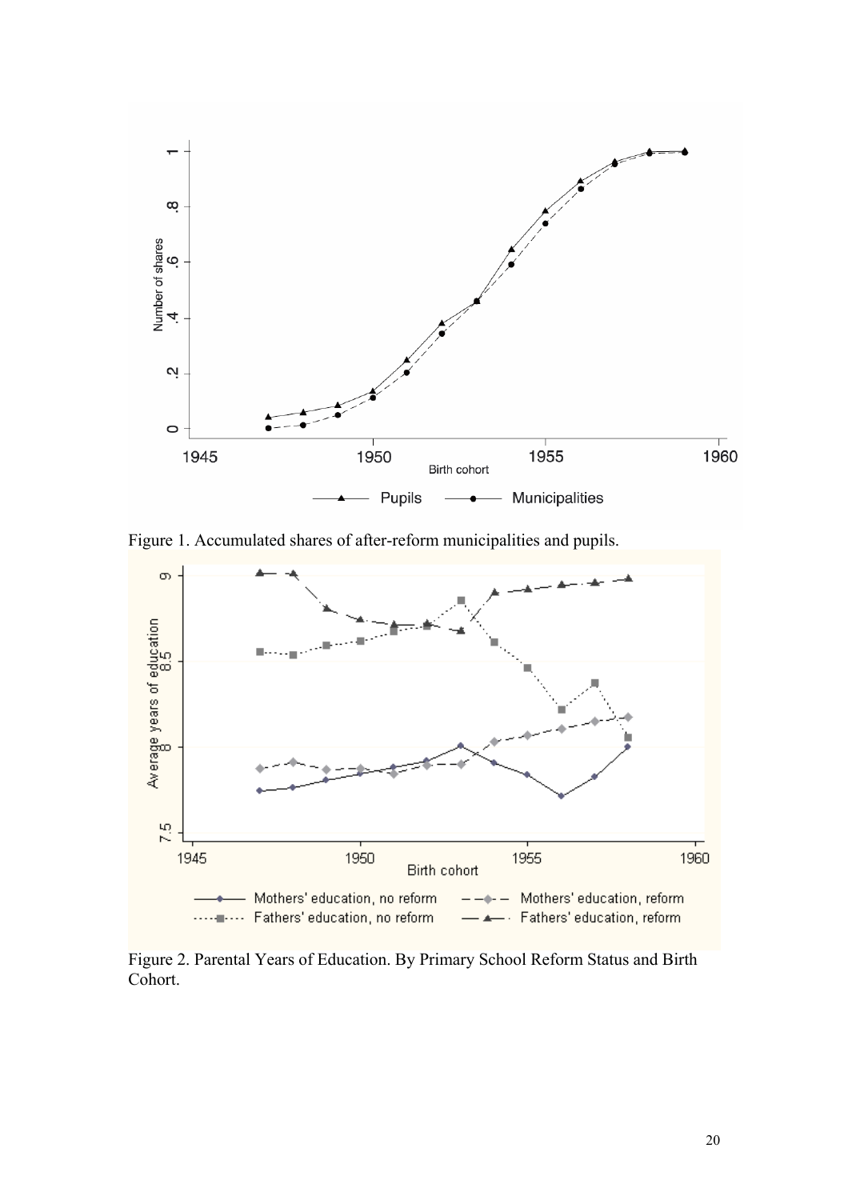Figure 1. Accumulated shares of after-reform municipalities and pupils.

Figure 2. Parental Years of Education. By Primary School Reform Status and Birth Cohort.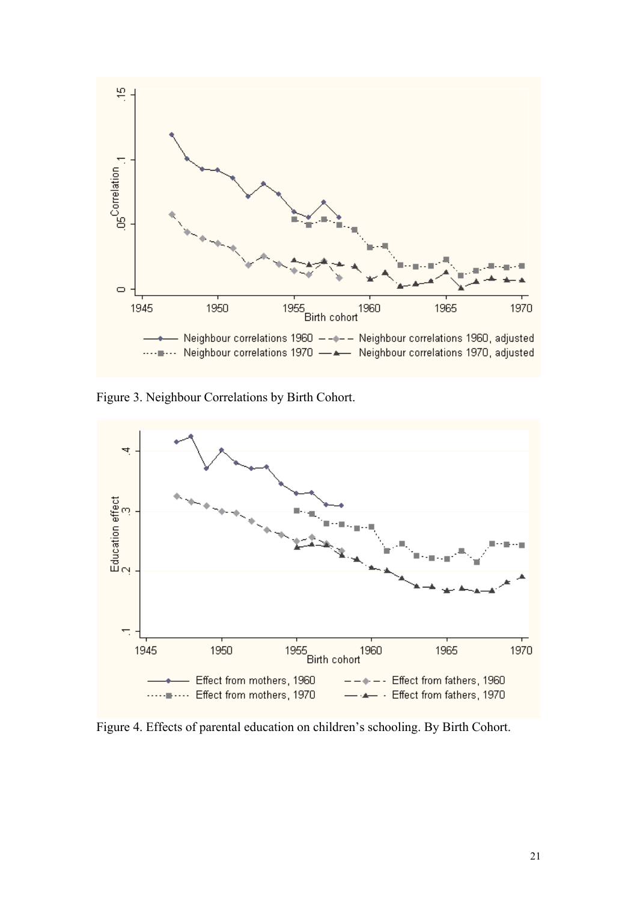Figure 3. Neighbour Correlations by Birth Cohort.

Figure 4. Effects of parental education on children's schooling. By Birth Cohort.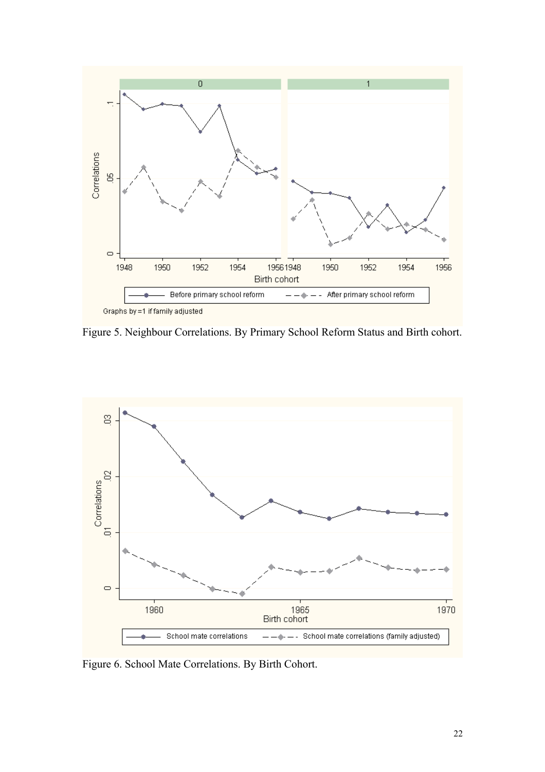Figure 5. Neighbour Correlations. By Primary School Reform Status and Birth cohort.

Figure 6. School Mate Correlations. By Birth Cohort.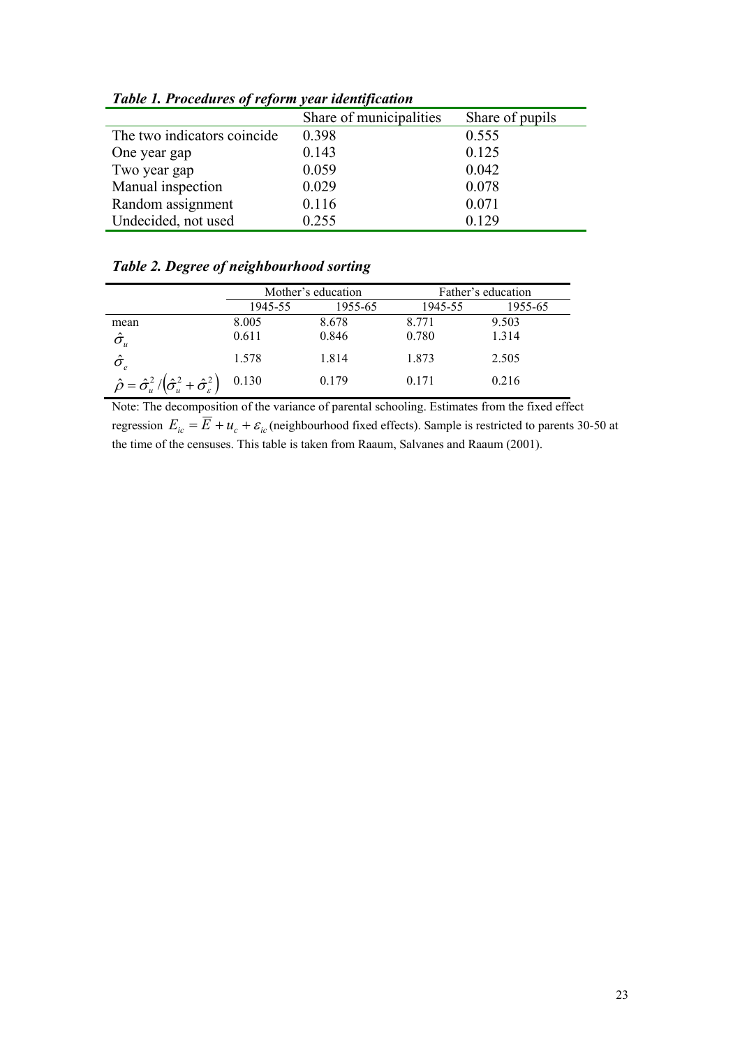***Table 1. Procedures of reform year identification***

| | Share of municipalities | Share of pupils |
|---|---|---|
| The two indicators coincide | 0.398 | 0.555 |
| One year gap | 0.143 | 0.125 |
| Two year gap | 0.059 | 0.042 |
| Manual inspection | 0.029 | 0.078 |
| Random assignment | 0.116 | 0.071 |
| Undecided, not used | 0.255 | 0.129 |

***Table 2. Degree of neighbourhood sorting***

| | Mother's education | | Father's education | |
|---|---|---|---|---|
| | 1945-55 | 1955-65 | 1945-55 | 1955-65 |
| mean | 8.005 | 8.678 | 8.771 | 9.503 |
| $\hat{\sigma}_u$ | 0.611 | 0.846 | 0.780 | 1.314 |
| $\hat{\sigma}_e$ | 1.578 | 1.814 | 1.873 | 2.505 |
| $\hat{\rho} = \hat{\sigma}_u^2 / \left(\hat{\sigma}_u^2 + \hat{\sigma}_\varepsilon^2\right)$ | 0.130 | 0.179 | 0.171 | 0.216 |

Note: The decomposition of the variance of parental schooling. Estimates from the fixed effect regression $E_{ic} = \overline{E} + u_c + \varepsilon_{ic}$ (neighbourhood fixed effects). Sample is restricted to parents 30-50 at the time of the censuses. This table is taken from Raaum, Salvanes and Raaum (2001).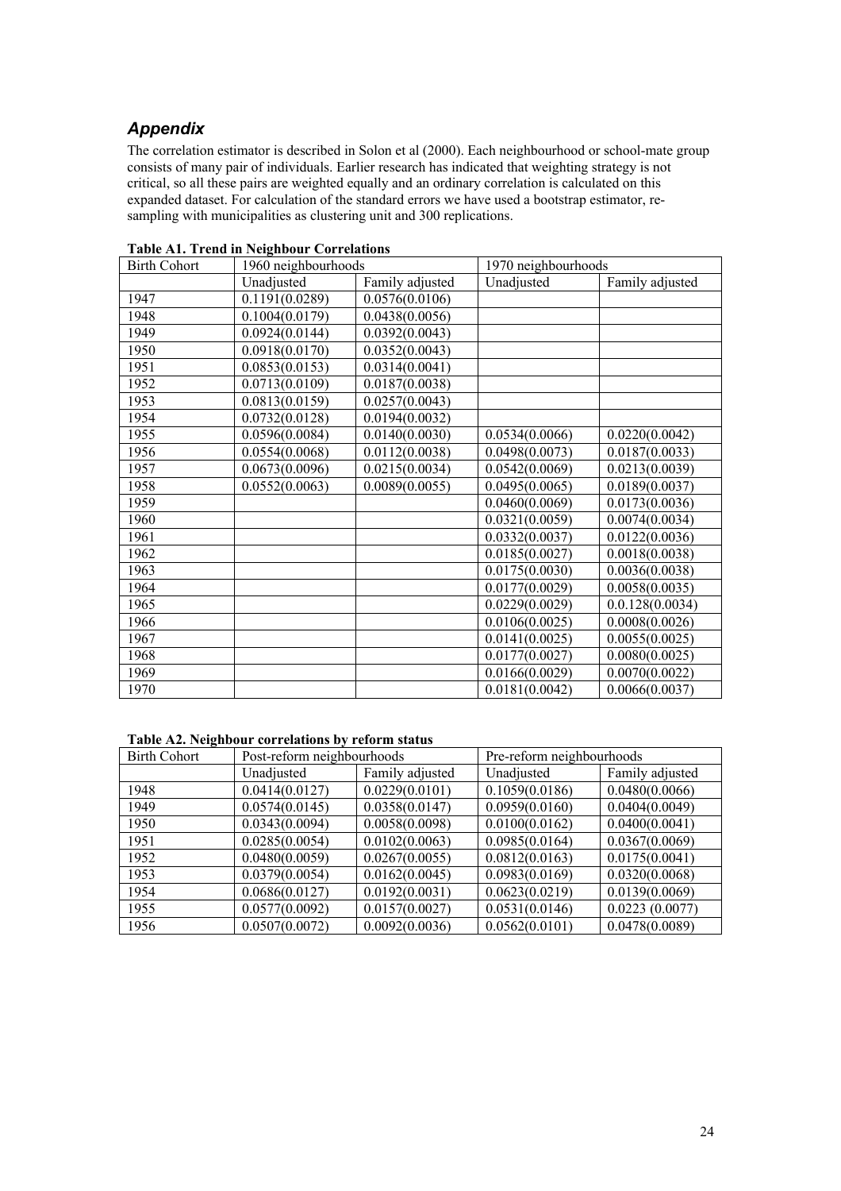## *Appendix*

The correlation estimator is described in Solon et al (2000). Each neighbourhood or school-mate group consists of many pair of individuals. Earlier research has indicated that weighting strategy is not critical, so all these pairs are weighted equally and an ordinary correlation is calculated on this expanded dataset. For calculation of the standard errors we have used a bootstrap estimator, re-sampling with municipalities as clustering unit and 300 replications.

**Table A1. Trend in Neighbour Correlations**

| Birth Cohort | 1960 neighbourhoods | | 1970 neighbourhoods | |
|---|---|---|---|---|
| | Unadjusted | Family adjusted | Unadjusted | Family adjusted |
| 1947 | 0.1191(0.0289) | 0.0576(0.0106) | | |
| 1948 | 0.1004(0.0179) | 0.0438(0.0056) | | |
| 1949 | 0.0924(0.0144) | 0.0392(0.0043) | | |
| 1950 | 0.0918(0.0170) | 0.0352(0.0043) | | |
| 1951 | 0.0853(0.0153) | 0.0314(0.0041) | | |
| 1952 | 0.0713(0.0109) | 0.0187(0.0038) | | |
| 1953 | 0.0813(0.0159) | 0.0257(0.0043) | | |
| 1954 | 0.0732(0.0128) | 0.0194(0.0032) | | |
| 1955 | 0.0596(0.0084) | 0.0140(0.0030) | 0.0534(0.0066) | 0.0220(0.0042) |
| 1956 | 0.0554(0.0068) | 0.0112(0.0038) | 0.0498(0.0073) | 0.0187(0.0033) |
| 1957 | 0.0673(0.0096) | 0.0215(0.0034) | 0.0542(0.0069) | 0.0213(0.0039) |
| 1958 | 0.0552(0.0063) | 0.0089(0.0055) | 0.0495(0.0065) | 0.0189(0.0037) |
| 1959 | | | 0.0460(0.0069) | 0.0173(0.0036) |
| 1960 | | | 0.0321(0.0059) | 0.0074(0.0034) |
| 1961 | | | 0.0332(0.0037) | 0.0122(0.0036) |
| 1962 | | | 0.0185(0.0027) | 0.0018(0.0038) |
| 1963 | | | 0.0175(0.0030) | 0.0036(0.0038) |
| 1964 | | | 0.0177(0.0029) | 0.0058(0.0035) |
| 1965 | | | 0.0229(0.0029) | 0.0.128(0.0034) |
| 1966 | | | 0.0106(0.0025) | 0.0008(0.0026) |
| 1967 | | | 0.0141(0.0025) | 0.0055(0.0025) |
| 1968 | | | 0.0177(0.0027) | 0.0080(0.0025) |
| 1969 | | | 0.0166(0.0029) | 0.0070(0.0022) |
| 1970 | | | 0.0181(0.0042) | 0.0066(0.0037) |

**Table A2. Neighbour correlations by reform status**

| Birth Cohort | Post-reform neighbourhoods | | Pre-reform neighbourhoods | |
|---|---|---|---|---|
| | Unadjusted | Family adjusted | Unadjusted | Family adjusted |
| 1948 | 0.0414(0.0127) | 0.0229(0.0101) | 0.1059(0.0186) | 0.0480(0.0066) |
| 1949 | 0.0574(0.0145) | 0.0358(0.0147) | 0.0959(0.0160) | 0.0404(0.0049) |
| 1950 | 0.0343(0.0094) | 0.0058(0.0098) | 0.0100(0.0162) | 0.0400(0.0041) |
| 1951 | 0.0285(0.0054) | 0.0102(0.0063) | 0.0985(0.0164) | 0.0367(0.0069) |
| 1952 | 0.0480(0.0059) | 0.0267(0.0055) | 0.0812(0.0163) | 0.0175(0.0041) |
| 1953 | 0.0379(0.0054) | 0.0162(0.0045) | 0.0983(0.0169) | 0.0320(0.0068) |
| 1954 | 0.0686(0.0127) | 0.0192(0.0031) | 0.0623(0.0219) | 0.0139(0.0069) |
| 1955 | 0.0577(0.0092) | 0.0157(0.0027) | 0.0531(0.0146) | 0.0223 (0.0077) |
| 1956 | 0.0507(0.0072) | 0.0092(0.0036) | 0.0562(0.0101) | 0.0478(0.0089) |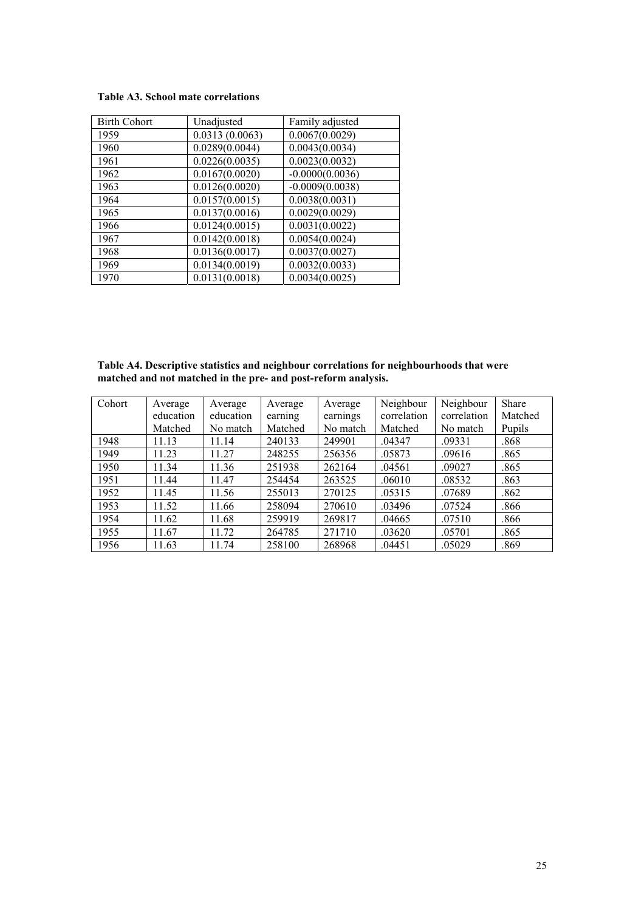**Table A3. School mate correlations**

| Birth Cohort | Unadjusted | Family adjusted |
|---|---|---|
| 1959 | 0.0313 (0.0063) | 0.0067(0.0029) |
| 1960 | 0.0289(0.0044) | 0.0043(0.0034) |
| 1961 | 0.0226(0.0035) | 0.0023(0.0032) |
| 1962 | 0.0167(0.0020) | -0.0000(0.0036) |
| 1963 | 0.0126(0.0020) | -0.0009(0.0038) |
| 1964 | 0.0157(0.0015) | 0.0038(0.0031) |
| 1965 | 0.0137(0.0016) | 0.0029(0.0029) |
| 1966 | 0.0124(0.0015) | 0.0031(0.0022) |
| 1967 | 0.0142(0.0018) | 0.0054(0.0024) |
| 1968 | 0.0136(0.0017) | 0.0037(0.0027) |
| 1969 | 0.0134(0.0019) | 0.0032(0.0033) |
| 1970 | 0.0131(0.0018) | 0.0034(0.0025) |

**Table A4. Descriptive statistics and neighbour correlations for neighbourhoods that were matched and not matched in the pre- and post-reform analysis.**

| Cohort | Average education Matched | Average education No match | Average earning Matched | Average earnings No match | Neighbour correlation Matched | Neighbour correlation No match | Share Matched Pupils |
|---|---|---|---|---|---|---|---|
| 1948 | 11.13 | 11.14 | 240133 | 249901 | .04347 | .09331 | .868 |
| 1949 | 11.23 | 11.27 | 248255 | 256356 | .05873 | .09616 | .865 |
| 1950 | 11.34 | 11.36 | 251938 | 262164 | .04561 | .09027 | .865 |
| 1951 | 11.44 | 11.47 | 254454 | 263525 | .06010 | .08532 | .863 |
| 1952 | 11.45 | 11.56 | 255013 | 270125 | .05315 | .07689 | .862 |
| 1953 | 11.52 | 11.66 | 258094 | 270610 | .03496 | .07524 | .866 |
| 1954 | 11.62 | 11.68 | 259919 | 269817 | .04665 | .07510 | .866 |
| 1955 | 11.67 | 11.72 | 264785 | 271710 | .03620 | .05701 | .865 |
| 1956 | 11.63 | 11.74 | 258100 | 268968 | .04451 | .05029 | .869 |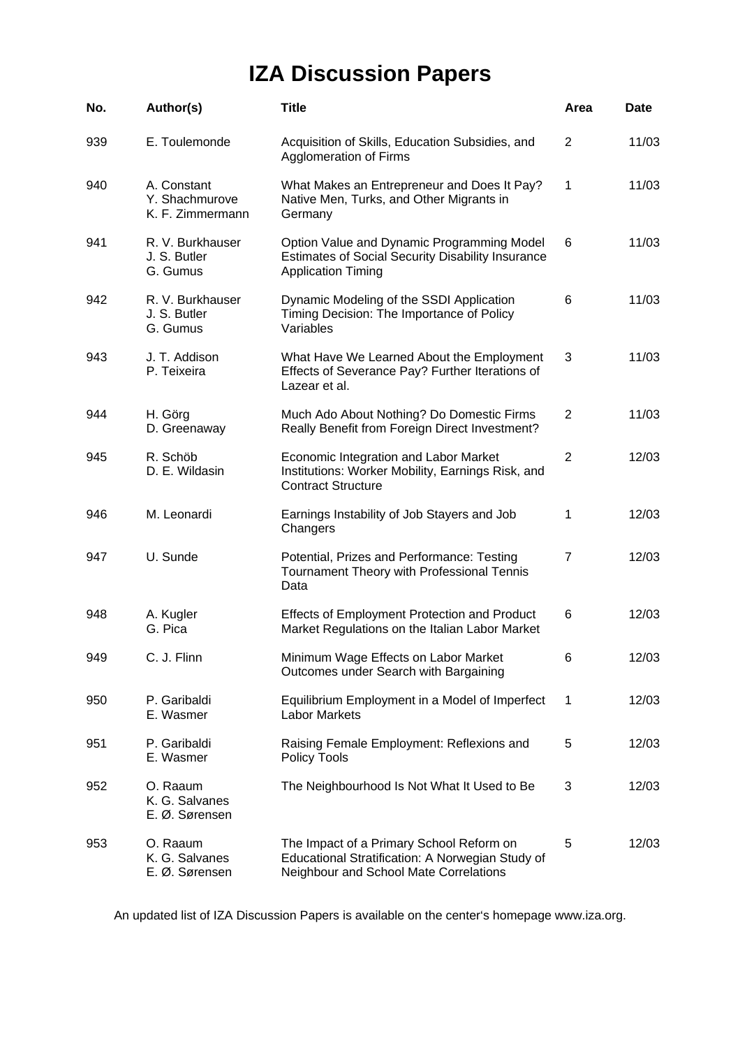# IZA Discussion Papers

| No. | Author(s) | Title | Area | Date |
|---|---|---|---|---|
| 939 | E. Toulemonde | Acquisition of Skills, Education Subsidies, and Agglomeration of Firms | 2 | 11/03 |
| 940 | A. Constant<br>Y. Shachmurove<br>K. F. Zimmermann | What Makes an Entrepreneur and Does It Pay? Native Men, Turks, and Other Migrants in Germany | 1 | 11/03 |
| 941 | R. V. Burkhauser<br>J. S. Butler<br>G. Gumus | Option Value and Dynamic Programming Model Estimates of Social Security Disability Insurance Application Timing | 6 | 11/03 |
| 942 | R. V. Burkhauser<br>J. S. Butler<br>G. Gumus | Dynamic Modeling of the SSDI Application Timing Decision: The Importance of Policy Variables | 6 | 11/03 |
| 943 | J. T. Addison<br>P. Teixeira | What Have We Learned About the Employment Effects of Severance Pay? Further Iterations of Lazear et al. | 3 | 11/03 |
| 944 | H. Görg<br>D. Greenaway | Much Ado About Nothing? Do Domestic Firms Really Benefit from Foreign Direct Investment? | 2 | 11/03 |
| 945 | R. Schöb<br>D. E. Wildasin | Economic Integration and Labor Market Institutions: Worker Mobility, Earnings Risk, and Contract Structure | 2 | 12/03 |
| 946 | M. Leonardi | Earnings Instability of Job Stayers and Job Changers | 1 | 12/03 |
| 947 | U. Sunde | Potential, Prizes and Performance: Testing Tournament Theory with Professional Tennis Data | 7 | 12/03 |
| 948 | A. Kugler<br>G. Pica | Effects of Employment Protection and Product Market Regulations on the Italian Labor Market | 6 | 12/03 |
| 949 | C. J. Flinn | Minimum Wage Effects on Labor Market Outcomes under Search with Bargaining | 6 | 12/03 |
| 950 | P. Garibaldi<br>E. Wasmer | Equilibrium Employment in a Model of Imperfect Labor Markets | 1 | 12/03 |
| 951 | P. Garibaldi<br>E. Wasmer | Raising Female Employment: Reflexions and Policy Tools | 5 | 12/03 |
| 952 | O. Raaum<br>K. G. Salvanes<br>E. Ø. Sørensen | The Neighbourhood Is Not What It Used to Be | 3 | 12/03 |
| 953 | O. Raaum<br>K. G. Salvanes<br>E. Ø. Sørensen | The Impact of a Primary School Reform on Educational Stratification: A Norwegian Study of Neighbour and School Mate Correlations | 5 | 12/03 |

An updated list of IZA Discussion Papers is available on the center's homepage www.iza.org.